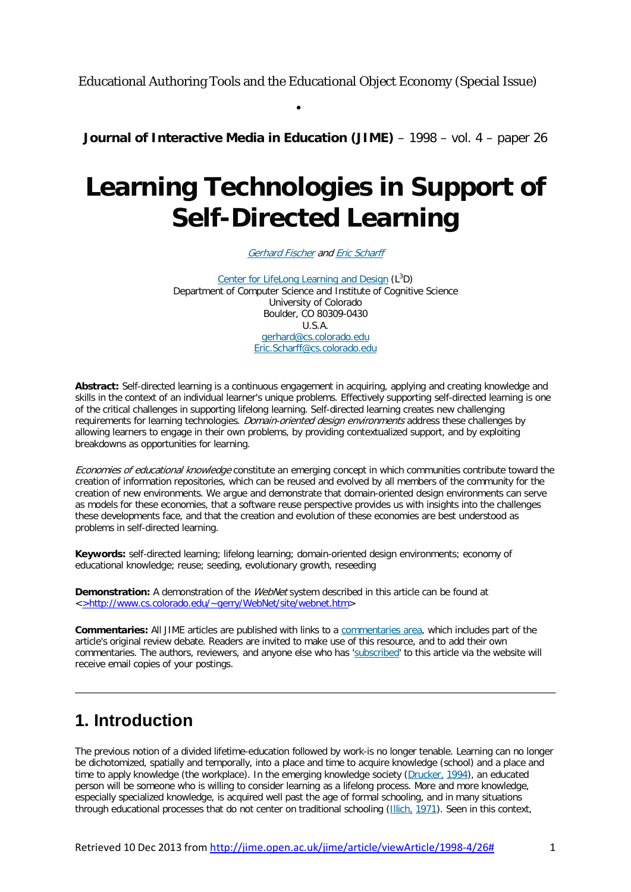Educational Authoring Tools and the Educational Object Economy (Special Issue)

•

**Journal of Interactive Media in Education (JIME)** – 1998 – vol. 4 – paper 26

# Learning Technologies in Support of Self-Directed Learning

*Gerhard Fischer* and *Eric Scharff*

Center for LifeLong Learning and Design ($L^3D$)
Department of Computer Science and Institute of Cognitive Science
University of Colorado
Boulder, CO 80309-0430
U.S.A.
gerhard@cs.colorado.edu
Eric.Scharff@cs.colorado.edu

**Abstract:** Self-directed learning is a continuous engagement in acquiring, applying and creating knowledge and skills in the context of an individual learner's unique problems. Effectively supporting self-directed learning is one of the critical challenges in supporting lifelong learning. Self-directed learning creates new challenging requirements for learning technologies. *Domain-oriented design environments* address these challenges by allowing learners to engage in their own problems, by providing contextualized support, and by exploiting breakdowns as opportunities for learning.

*Economies of educational knowledge* constitute an emerging concept in which communities contribute toward the creation of information repositories, which can be reused and evolved by all members of the community for the creation of new environments. We argue and demonstrate that domain-oriented design environments can serve as models for these economies, that a software reuse perspective provides us with insights into the challenges these developments face, and that the creation and evolution of these economies are best understood as problems in self-directed learning.

**Keywords:** self-directed learning; lifelong learning; domain-oriented design environments; economy of educational knowledge; reuse; seeding, evolutionary growth, reseeding

**Demonstration:** A demonstration of the *WebNet* system described in this article can be found at <>http://www.cs.colorado.edu/~gerry/WebNet/site/webnet.htm>

**Commentaries:** All JIME articles are published with links to a commentaries area, which includes part of the article's original review debate. Readers are invited to make use of this resource, and to add their own commentaries. The authors, reviewers, and anyone else who has 'subscribed' to this article via the website will receive email copies of your postings.

---

## 1. Introduction

The previous notion of a divided lifetime-education followed by work-is no longer tenable. Learning can no longer be dichotomized, spatially and temporally, into a place and time to acquire knowledge (school) and a place and time to apply knowledge (the workplace). In the emerging knowledge society (Drucker, 1994), an educated person will be someone who is willing to consider learning as a lifelong process. More and more knowledge, especially specialized knowledge, is acquired well past the age of formal schooling, and in many situations through educational processes that do not center on traditional schooling (Illich, 1971). Seen in this context,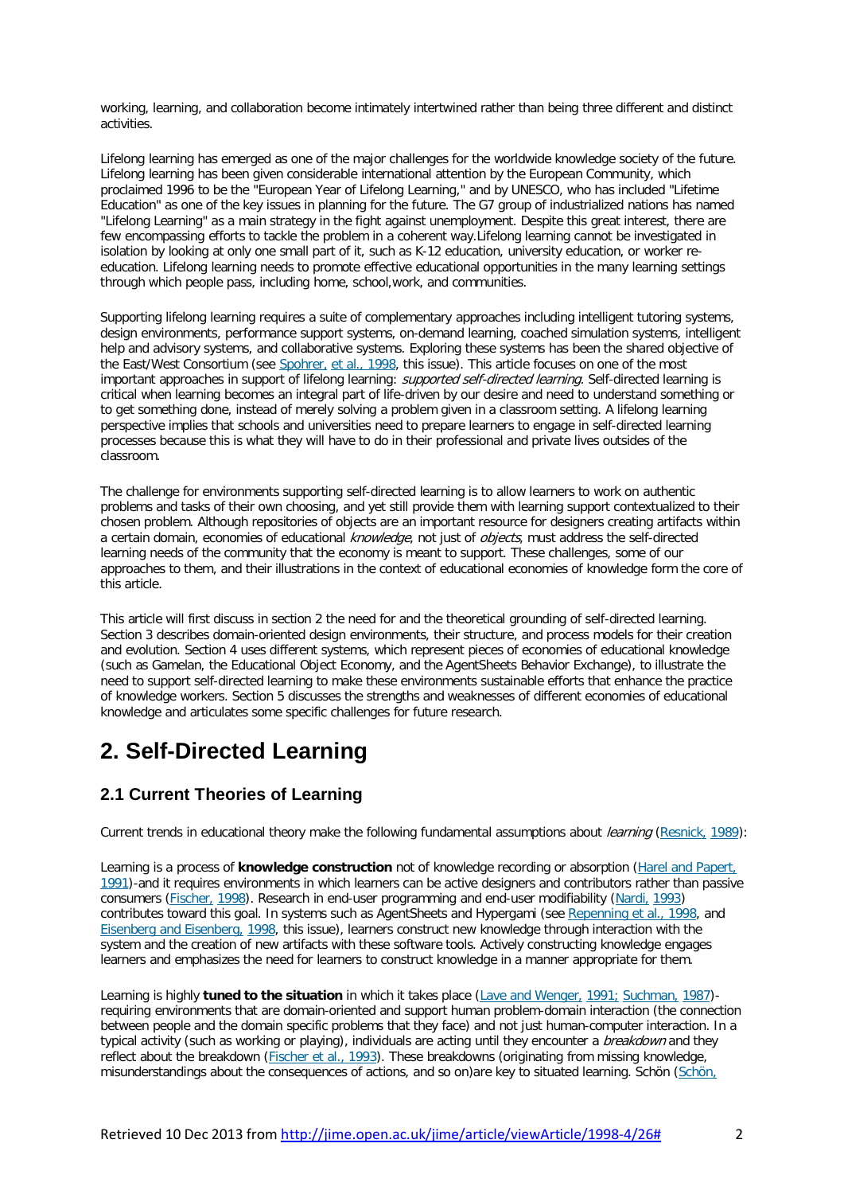working, learning, and collaboration become intimately intertwined rather than being three different and distinct activities.

Lifelong learning has emerged as one of the major challenges for the worldwide knowledge society of the future. Lifelong learning has been given considerable international attention by the European Community, which proclaimed 1996 to be the "European Year of Lifelong Learning," and by UNESCO, who has included "Lifetime Education" as one of the key issues in planning for the future. The G7 group of industrialized nations has named "Lifelong Learning" as a main strategy in the fight against unemployment. Despite this great interest, there are few encompassing efforts to tackle the problem in a coherent way.Lifelong learning cannot be investigated in isolation by looking at only one small part of it, such as K-12 education, university education, or worker re-education. Lifelong learning needs to promote effective educational opportunities in the many learning settings through which people pass, including home, school,work, and communities.

Supporting lifelong learning requires a suite of complementary approaches including intelligent tutoring systems, design environments, performance support systems, on-demand learning, coached simulation systems, intelligent help and advisory systems, and collaborative systems. Exploring these systems has been the shared objective of the East/West Consortium (see Spohrer, et al., 1998, this issue). This article focuses on one of the most important approaches in support of lifelong learning: *supported self-directed learning*. Self-directed learning is critical when learning becomes an integral part of life-driven by our desire and need to understand something or to get something done, instead of merely solving a problem given in a classroom setting. A lifelong learning perspective implies that schools and universities need to prepare learners to engage in self-directed learning processes because this is what they will have to do in their professional and private lives outsides of the classroom.

The challenge for environments supporting self-directed learning is to allow learners to work on authentic problems and tasks of their own choosing, and yet still provide them with learning support contextualized to their chosen problem. Although repositories of objects are an important resource for designers creating artifacts within a certain domain, economies of educational *knowledge*, not just of *objects*, must address the self-directed learning needs of the community that the economy is meant to support. These challenges, some of our approaches to them, and their illustrations in the context of educational economies of knowledge form the core of this article.

This article will first discuss in section 2 the need for and the theoretical grounding of self-directed learning. Section 3 describes domain-oriented design environments, their structure, and process models for their creation and evolution. Section 4 uses different systems, which represent pieces of economies of educational knowledge (such as Gamelan, the Educational Object Economy, and the AgentSheets Behavior Exchange), to illustrate the need to support self-directed learning to make these environments sustainable efforts that enhance the practice of knowledge workers. Section 5 discusses the strengths and weaknesses of different economies of educational knowledge and articulates some specific challenges for future research.

# 2. Self-Directed Learning

## 2.1 Current Theories of Learning

Current trends in educational theory make the following fundamental assumptions about *learning* (Resnick, 1989):

Learning is a process of **knowledge construction** not of knowledge recording or absorption (Harel and Papert, 1991)-and it requires environments in which learners can be active designers and contributors rather than passive consumers (Fischer, 1998). Research in end-user programming and end-user modifiability (Nardi, 1993) contributes toward this goal. In systems such as AgentSheets and Hypergami (see Repenning et al., 1998, and Eisenberg and Eisenberg, 1998, this issue), learners construct new knowledge through interaction with the system and the creation of new artifacts with these software tools. Actively constructing knowledge engages learners and emphasizes the need for learners to construct knowledge in a manner appropriate for them.

Learning is highly **tuned to the situation** in which it takes place (Lave and Wenger, 1991; Suchman, 1987)-requiring environments that are domain-oriented and support human problem-domain interaction (the connection between people and the domain specific problems that they face) and not just human-computer interaction. In a typical activity (such as working or playing), individuals are acting until they encounter a *breakdown* and they reflect about the breakdown (Fischer et al., 1993). These breakdowns (originating from missing knowledge, misunderstandings about the consequences of actions, and so on)are key to situated learning. Schön (Schön,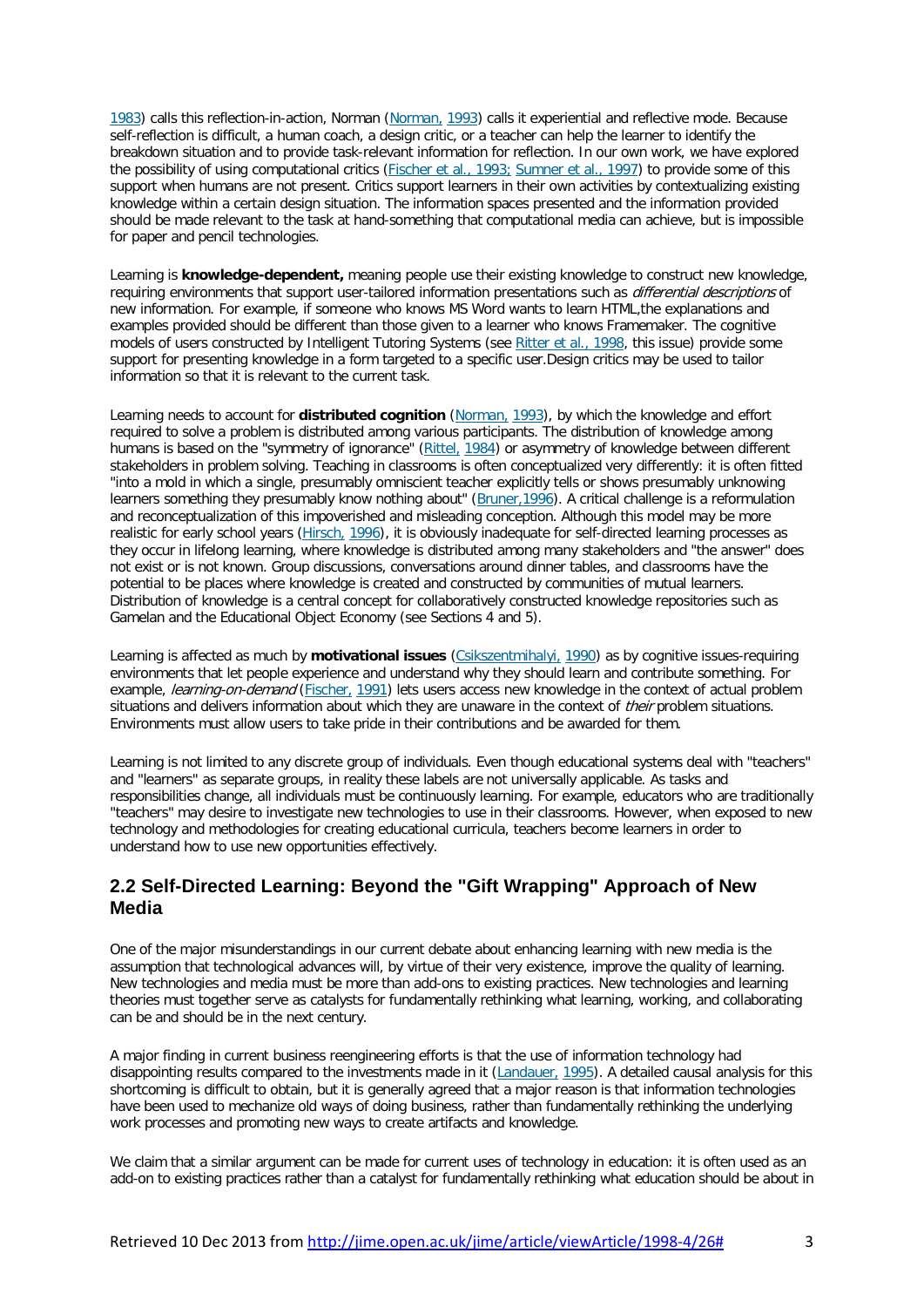1983) calls this reflection-in-action, Norman (Norman, 1993) calls it experiential and reflective mode. Because self-reflection is difficult, a human coach, a design critic, or a teacher can help the learner to identify the breakdown situation and to provide task-relevant information for reflection. In our own work, we have explored the possibility of using computational critics (Fischer et al., 1993; Sumner et al., 1997) to provide some of this support when humans are not present. Critics support learners in their own activities by contextualizing existing knowledge within a certain design situation. The information spaces presented and the information provided should be made relevant to the task at hand-something that computational media can achieve, but is impossible for paper and pencil technologies.

Learning is **knowledge-dependent,** meaning people use their existing knowledge to construct new knowledge, requiring environments that support user-tailored information presentations such as *differential descriptions* of new information. For example, if someone who knows MS Word wants to learn HTML,the explanations and examples provided should be different than those given to a learner who knows Framemaker. The cognitive models of users constructed by Intelligent Tutoring Systems (see Ritter et al., 1998, this issue) provide some support for presenting knowledge in a form targeted to a specific user.Design critics may be used to tailor information so that it is relevant to the current task.

Learning needs to account for **distributed cognition** (Norman, 1993), by which the knowledge and effort required to solve a problem is distributed among various participants. The distribution of knowledge among humans is based on the "symmetry of ignorance" (Rittel, 1984) or asymmetry of knowledge between different stakeholders in problem solving. Teaching in classrooms is often conceptualized very differently: it is often fitted "into a mold in which a single, presumably omniscient teacher explicitly tells or shows presumably unknowing learners something they presumably know nothing about" (Bruner,1996). A critical challenge is a reformulation and reconceptualization of this impoverished and misleading conception. Although this model may be more realistic for early school years (Hirsch, 1996), it is obviously inadequate for self-directed learning processes as they occur in lifelong learning, where knowledge is distributed among many stakeholders and "the answer" does not exist or is not known. Group discussions, conversations around dinner tables, and classrooms have the potential to be places where knowledge is created and constructed by communities of mutual learners. Distribution of knowledge is a central concept for collaboratively constructed knowledge repositories such as Gamelan and the Educational Object Economy (see Sections 4 and 5).

Learning is affected as much by **motivational issues** (Csikszentmihalyi, 1990) as by cognitive issues-requiring environments that let people experience and understand why they should learn and contribute something. For example, *learning-on-demand* (Fischer, 1991) lets users access new knowledge in the context of actual problem situations and delivers information about which they are unaware in the context of *their* problem situations. Environments must allow users to take pride in their contributions and be awarded for them.

Learning is not limited to any discrete group of individuals. Even though educational systems deal with "teachers" and "learners" as separate groups, in reality these labels are not universally applicable. As tasks and responsibilities change, all individuals must be continuously learning. For example, educators who are traditionally "teachers" may desire to investigate new technologies to use in their classrooms. However, when exposed to new technology and methodologies for creating educational curricula, teachers become learners in order to understand how to use new opportunities effectively.

## 2.2 Self-Directed Learning: Beyond the "Gift Wrapping" Approach of New Media

One of the major misunderstandings in our current debate about enhancing learning with new media is the assumption that technological advances will, by virtue of their very existence, improve the quality of learning. New technologies and media must be more than add-ons to existing practices. New technologies and learning theories must together serve as catalysts for fundamentally rethinking what learning, working, and collaborating can be and should be in the next century.

A major finding in current business reengineering efforts is that the use of information technology had disappointing results compared to the investments made in it (Landauer, 1995). A detailed causal analysis for this shortcoming is difficult to obtain, but it is generally agreed that a major reason is that information technologies have been used to mechanize old ways of doing business, rather than fundamentally rethinking the underlying work processes and promoting new ways to create artifacts and knowledge.

We claim that a similar argument can be made for current uses of technology in education: it is often used as an add-on to existing practices rather than a catalyst for fundamentally rethinking what education should be about in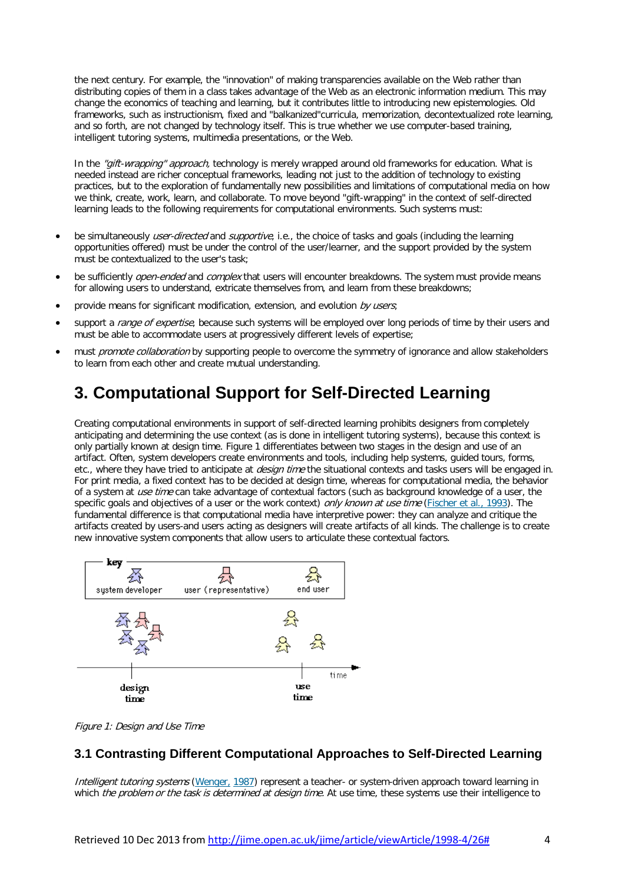the next century. For example, the "innovation" of making transparencies available on the Web rather than distributing copies of them in a class takes advantage of the Web as an electronic information medium. This may change the economics of teaching and learning, but it contributes little to introducing new epistemologies. Old frameworks, such as instructionism, fixed and "balkanized"curricula, memorization, decontextualized rote learning, and so forth, are not changed by technology itself. This is true whether we use computer-based training, intelligent tutoring systems, multimedia presentations, or the Web.

In the *"gift-wrapping" approach,* technology is merely wrapped around old frameworks for education. What is needed instead are richer conceptual frameworks, leading not just to the addition of technology to existing practices, but to the exploration of fundamentally new possibilities and limitations of computational media on how we think, create, work, learn, and collaborate. To move beyond "gift-wrapping" in the context of self-directed learning leads to the following requirements for computational environments. Such systems must:

- be simultaneously *user-directed* and *supportive*, i.e., the choice of tasks and goals (including the learning opportunities offered) must be under the control of the user/learner, and the support provided by the system must be contextualized to the user's task;
- be sufficiently *open-ended* and *complex* that users will encounter breakdowns. The system must provide means for allowing users to understand, extricate themselves from, and learn from these breakdowns;
- provide means for significant modification, extension, and evolution *by users*;
- support a *range of expertise*, because such systems will be employed over long periods of time by their users and must be able to accommodate users at progressively different levels of expertise;
- must *promote collaboration* by supporting people to overcome the symmetry of ignorance and allow stakeholders to learn from each other and create mutual understanding.

# 3. Computational Support for Self-Directed Learning

Creating computational environments in support of self-directed learning prohibits designers from completely anticipating and determining the use context (as is done in intelligent tutoring systems), because this context is only partially known at design time. Figure 1 differentiates between two stages in the design and use of an artifact. Often, system developers create environments and tools, including help systems, guided tours, forms, etc., where they have tried to anticipate at *design time* the situational contexts and tasks users will be engaged in. For print media, a fixed context has to be decided at design time, whereas for computational media, the behavior of a system at *use time* can take advantage of contextual factors (such as background knowledge of a user, the specific goals and objectives of a user or the work context) *only known at use time* (Fischer et al., 1993). The fundamental difference is that computational media have interpretive power: they can analyze and critique the artifacts created by users-and users acting as designers will create artifacts of all kinds. The challenge is to create new innovative system components that allow users to articulate these contextual factors.

*Figure 1: Design and Use Time*

## 3.1 Contrasting Different Computational Approaches to Self-Directed Learning

*Intelligent tutoring systems* (Wenger, 1987) represent a teacher- or system-driven approach toward learning in which *the problem or the task is determined at design time*. At use time, these systems use their intelligence to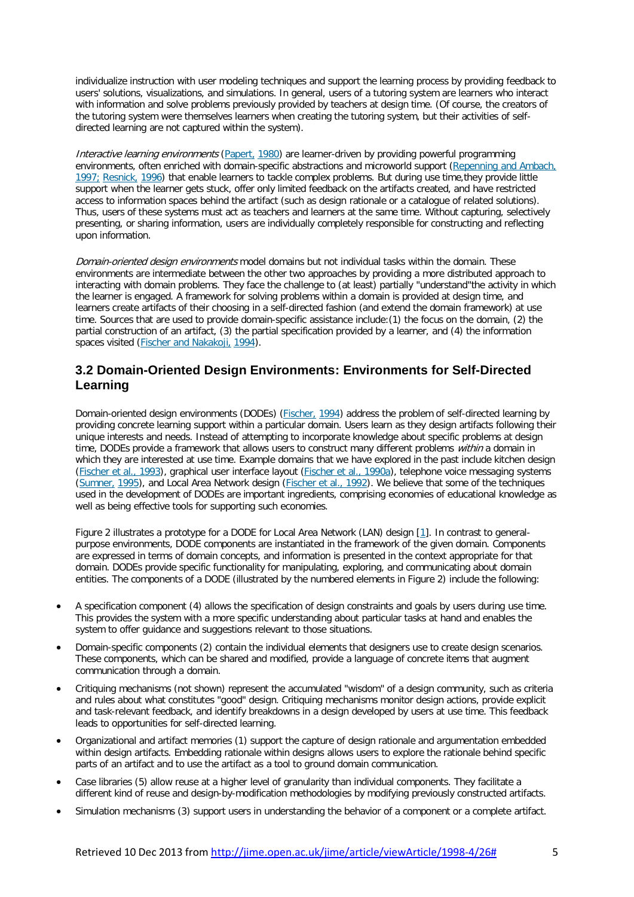individualize instruction with user modeling techniques and support the learning process by providing feedback to users' solutions, visualizations, and simulations. In general, users of a tutoring system are learners who interact with information and solve problems previously provided by teachers at design time. (Of course, the creators of the tutoring system were themselves learners when creating the tutoring system, but their activities of self-directed learning are not captured within the system).

*Interactive learning environments* (Papert, 1980) are learner-driven by providing powerful programming environments, often enriched with domain-specific abstractions and microworld support (Repenning and Ambach, 1997; Resnick, 1996) that enable learners to tackle complex problems. But during use time,they provide little support when the learner gets stuck, offer only limited feedback on the artifacts created, and have restricted access to information spaces behind the artifact (such as design rationale or a catalogue of related solutions). Thus, users of these systems must act as teachers and learners at the same time. Without capturing, selectively presenting, or sharing information, users are individually completely responsible for constructing and reflecting upon information.

*Domain-oriented design environments* model domains but not individual tasks within the domain. These environments are intermediate between the other two approaches by providing a more distributed approach to interacting with domain problems. They face the challenge to (at least) partially "understand"the activity in which the learner is engaged. A framework for solving problems within a domain is provided at design time, and learners create artifacts of their choosing in a self-directed fashion (and extend the domain framework) at use time. Sources that are used to provide domain-specific assistance include:(1) the focus on the domain, (2) the partial construction of an artifact, (3) the partial specification provided by a learner, and (4) the information spaces visited (Fischer and Nakakoji, 1994).

## 3.2 Domain-Oriented Design Environments: Environments for Self-Directed Learning

Domain-oriented design environments (DODEs) (Fischer, 1994) address the problem of self-directed learning by providing concrete learning support within a particular domain. Users learn as they design artifacts following their unique interests and needs. Instead of attempting to incorporate knowledge about specific problems at design time, DODEs provide a framework that allows users to construct many different problems *within* a domain in which they are interested at use time. Example domains that we have explored in the past include kitchen design (Fischer et al., 1993), graphical user interface layout (Fischer et al., 1990a), telephone voice messaging systems (Sumner, 1995), and Local Area Network design (Fischer et al., 1992). We believe that some of the techniques used in the development of DODEs are important ingredients, comprising economies of educational knowledge as well as being effective tools for supporting such economies.

Figure 2 illustrates a prototype for a DODE for Local Area Network (LAN) design [1]. In contrast to general-purpose environments, DODE components are instantiated in the framework of the given domain. Components are expressed in terms of domain concepts, and information is presented in the context appropriate for that domain. DODEs provide specific functionality for manipulating, exploring, and communicating about domain entities. The components of a DODE (illustrated by the numbered elements in Figure 2) include the following:

- A specification component (4) allows the specification of design constraints and goals by users during use time. This provides the system with a more specific understanding about particular tasks at hand and enables the system to offer guidance and suggestions relevant to those situations.
- Domain-specific components (2) contain the individual elements that designers use to create design scenarios. These components, which can be shared and modified, provide a language of concrete items that augment communication through a domain.
- Critiquing mechanisms (not shown) represent the accumulated "wisdom" of a design community, such as criteria and rules about what constitutes "good" design. Critiquing mechanisms monitor design actions, provide explicit and task-relevant feedback, and identify breakdowns in a design developed by users at use time. This feedback leads to opportunities for self-directed learning.
- Organizational and artifact memories (1) support the capture of design rationale and argumentation embedded within design artifacts. Embedding rationale within designs allows users to explore the rationale behind specific parts of an artifact and to use the artifact as a tool to ground domain communication.
- Case libraries (5) allow reuse at a higher level of granularity than individual components. They facilitate a different kind of reuse and design-by-modification methodologies by modifying previously constructed artifacts.
- Simulation mechanisms (3) support users in understanding the behavior of a component or a complete artifact.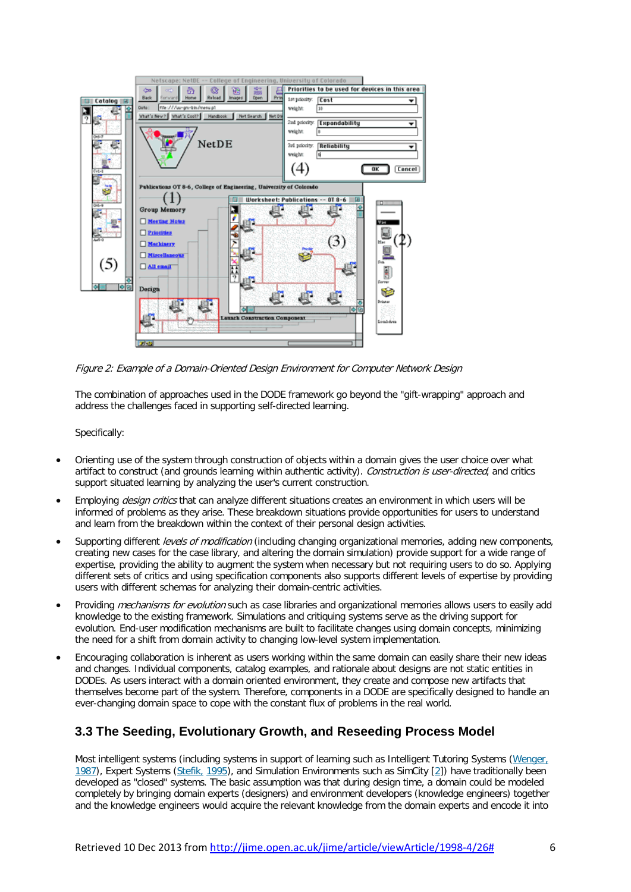*Figure 2: Example of a Domain-Oriented Design Environment for Computer Network Design*

The combination of approaches used in the DODE framework go beyond the "gift-wrapping" approach and address the challenges faced in supporting self-directed learning.

Specifically:

- Orienting use of the system through construction of objects within a domain gives the user choice over what artifact to construct (and grounds learning within authentic activity). *Construction is user-directed*, and critics support situated learning by analyzing the user's current construction.
- Employing *design critics* that can analyze different situations creates an environment in which users will be informed of problems as they arise. These breakdown situations provide opportunities for users to understand and learn from the breakdown within the context of their personal design activities.
- Supporting different *levels of modification* (including changing organizational memories, adding new components, creating new cases for the case library, and altering the domain simulation) provide support for a wide range of expertise, providing the ability to augment the system when necessary but not requiring users to do so. Applying different sets of critics and using specification components also supports different levels of expertise by providing users with different schemas for analyzing their domain-centric activities.
- Providing *mechanisms for evolution* such as case libraries and organizational memories allows users to easily add knowledge to the existing framework. Simulations and critiquing systems serve as the driving support for evolution. End-user modification mechanisms are built to facilitate changes using domain concepts, minimizing the need for a shift from domain activity to changing low-level system implementation.
- Encouraging collaboration is inherent as users working within the same domain can easily share their new ideas and changes. Individual components, catalog examples, and rationale about designs are not static entities in DODEs. As users interact with a domain oriented environment, they create and compose new artifacts that themselves become part of the system. Therefore, components in a DODE are specifically designed to handle an ever-changing domain space to cope with the constant flux of problems in the real world.

## 3.3 The Seeding, Evolutionary Growth, and Reseeding Process Model

Most intelligent systems (including systems in support of learning such as Intelligent Tutoring Systems (Wenger, 1987), Expert Systems (Stefik, 1995), and Simulation Environments such as SimCity [2]) have traditionally been developed as "closed" systems. The basic assumption was that during design time, a domain could be modeled completely by bringing domain experts (designers) and environment developers (knowledge engineers) together and the knowledge engineers would acquire the relevant knowledge from the domain experts and encode it into

Retrieved 10 Dec 2013 from http://jime.open.ac.uk/jime/article/viewArticle/1998-4/26#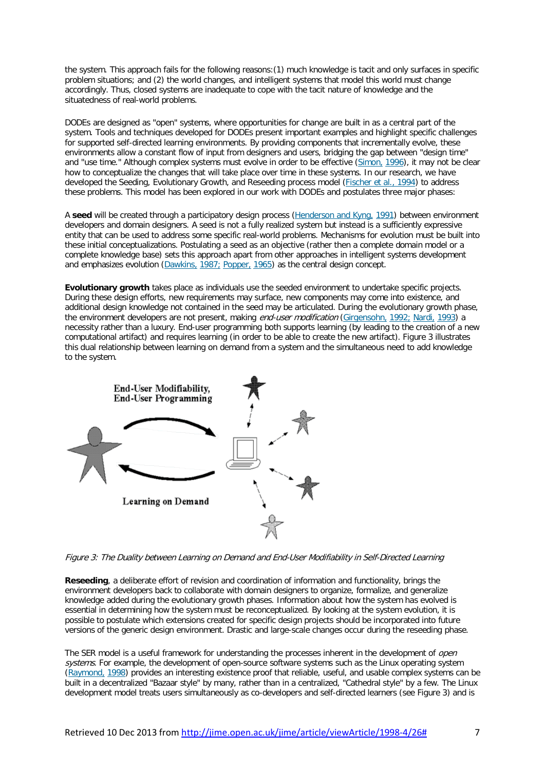the system. This approach fails for the following reasons:(1) much knowledge is tacit and only surfaces in specific problem situations; and (2) the world changes, and intelligent systems that model this world must change accordingly. Thus, closed systems are inadequate to cope with the tacit nature of knowledge and the situatedness of real-world problems.

DODEs are designed as "open" systems, where opportunities for change are built in as a central part of the system. Tools and techniques developed for DODEs present important examples and highlight specific challenges for supported self-directed learning environments. By providing components that incrementally evolve, these environments allow a constant flow of input from designers and users, bridging the gap between "design time" and "use time." Although complex systems must evolve in order to be effective (Simon, 1996), it may not be clear how to conceptualize the changes that will take place over time in these systems. In our research, we have developed the Seeding, Evolutionary Growth, and Reseeding process model (Fischer et al., 1994) to address these problems. This model has been explored in our work with DODEs and postulates three major phases:

A **seed** will be created through a participatory design process (Henderson and Kyng, 1991) between environment developers and domain designers. A seed is not a fully realized system but instead is a sufficiently expressive entity that can be used to address some specific real-world problems. Mechanisms for evolution must be built into these initial conceptualizations. Postulating a seed as an objective (rather then a complete domain model or a complete knowledge base) sets this approach apart from other approaches in intelligent systems development and emphasizes evolution (Dawkins, 1987; Popper, 1965) as the central design concept.

**Evolutionary growth** takes place as individuals use the seeded environment to undertake specific projects. During these design efforts, new requirements may surface, new components may come into existence, and additional design knowledge not contained in the seed may be articulated. During the evolutionary growth phase, the environment developers are not present, making *end-user modification* (Girgensohn, 1992; Nardi, 1993) a necessity rather than a luxury. End-user programming both supports learning (by leading to the creation of a new computational artifact) and requires learning (in order to be able to create the new artifact). Figure 3 illustrates this dual relationship between learning on demand from a system and the simultaneous need to add knowledge to the system.

*Figure 3: The Duality between Learning on Demand and End-User Modifiability in Self-Directed Learning*

**Reseeding**, a deliberate effort of revision and coordination of information and functionality, brings the environment developers back to collaborate with domain designers to organize, formalize, and generalize knowledge added during the evolutionary growth phases. Information about how the system has evolved is essential in determining how the system must be reconceptualized. By looking at the system evolution, it is possible to postulate which extensions created for specific design projects should be incorporated into future versions of the generic design environment. Drastic and large-scale changes occur during the reseeding phase.

The SER model is a useful framework for understanding the processes inherent in the development of *open systems*. For example, the development of open-source software systems such as the Linux operating system (Raymond, 1998) provides an interesting existence proof that reliable, useful, and usable complex systems can be built in a decentralized "Bazaar style" by many, rather than in a centralized, "Cathedral style" by a few. The Linux development model treats users simultaneously as co-developers and self-directed learners (see Figure 3) and is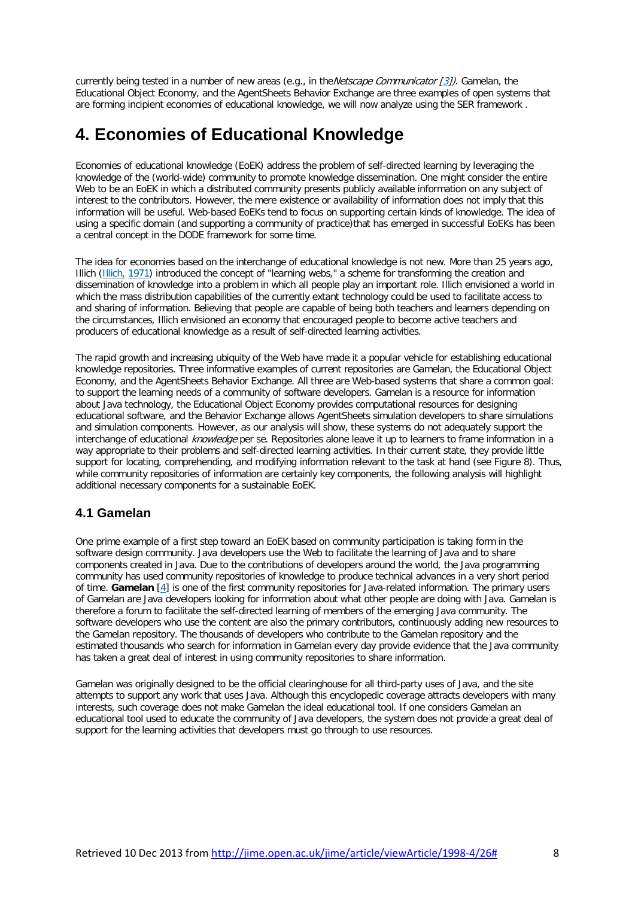currently being tested in a number of new areas (e.g., in the *Netscape Communicator* [3]). Gamelan, the Educational Object Economy, and the AgentSheets Behavior Exchange are three examples of open systems that are forming incipient economies of educational knowledge, we will now analyze using the SER framework .

# 4. Economies of Educational Knowledge

Economies of educational knowledge (EoEK) address the problem of self-directed learning by leveraging the knowledge of the (world-wide) community to promote knowledge dissemination. One might consider the entire Web to be an EoEK in which a distributed community presents publicly available information on any subject of interest to the contributors. However, the mere existence or availability of information does not imply that this information will be useful. Web-based EoEKs tend to focus on supporting certain kinds of knowledge. The idea of using a specific domain (and supporting a community of practice)that has emerged in successful EoEKs has been a central concept in the DODE framework for some time.

The idea for economies based on the interchange of educational knowledge is not new. More than 25 years ago, Illich (Illich, 1971) introduced the concept of "learning webs," a scheme for transforming the creation and dissemination of knowledge into a problem in which all people play an important role. Illich envisioned a world in which the mass distribution capabilities of the currently extant technology could be used to facilitate access to and sharing of information. Believing that people are capable of being both teachers and learners depending on the circumstances, Illich envisioned an economy that encouraged people to become active teachers and producers of educational knowledge as a result of self-directed learning activities.

The rapid growth and increasing ubiquity of the Web have made it a popular vehicle for establishing educational knowledge repositories. Three informative examples of current repositories are Gamelan, the Educational Object Economy, and the AgentSheets Behavior Exchange. All three are Web-based systems that share a common goal: to support the learning needs of a community of software developers. Gamelan is a resource for information about Java technology, the Educational Object Economy provides computational resources for designing educational software, and the Behavior Exchange allows AgentSheets simulation developers to share simulations and simulation components. However, as our analysis will show, these systems do not adequately support the interchange of educational *knowledge* per se. Repositories alone leave it up to learners to frame information in a way appropriate to their problems and self-directed learning activities. In their current state, they provide little support for locating, comprehending, and modifying information relevant to the task at hand (see Figure 8). Thus, while community repositories of information are certainly key components, the following analysis will highlight additional necessary components for a sustainable EoEK.

## 4.1 Gamelan

One prime example of a first step toward an EoEK based on community participation is taking form in the software design community. Java developers use the Web to facilitate the learning of Java and to share components created in Java. Due to the contributions of developers around the world, the Java programming community has used community repositories of knowledge to produce technical advances in a very short period of time. **Gamelan** [4] is one of the first community repositories for Java-related information. The primary users of Gamelan are Java developers looking for information about what other people are doing with Java. Gamelan is therefore a forum to facilitate the self-directed learning of members of the emerging Java community. The software developers who use the content are also the primary contributors, continuously adding new resources to the Gamelan repository. The thousands of developers who contribute to the Gamelan repository and the estimated thousands who search for information in Gamelan every day provide evidence that the Java community has taken a great deal of interest in using community repositories to share information.

Gamelan was originally designed to be the official clearinghouse for all third-party uses of Java, and the site attempts to support any work that uses Java. Although this encyclopedic coverage attracts developers with many interests, such coverage does not make Gamelan the ideal educational tool. If one considers Gamelan an educational tool used to educate the community of Java developers, the system does not provide a great deal of support for the learning activities that developers must go through to use resources.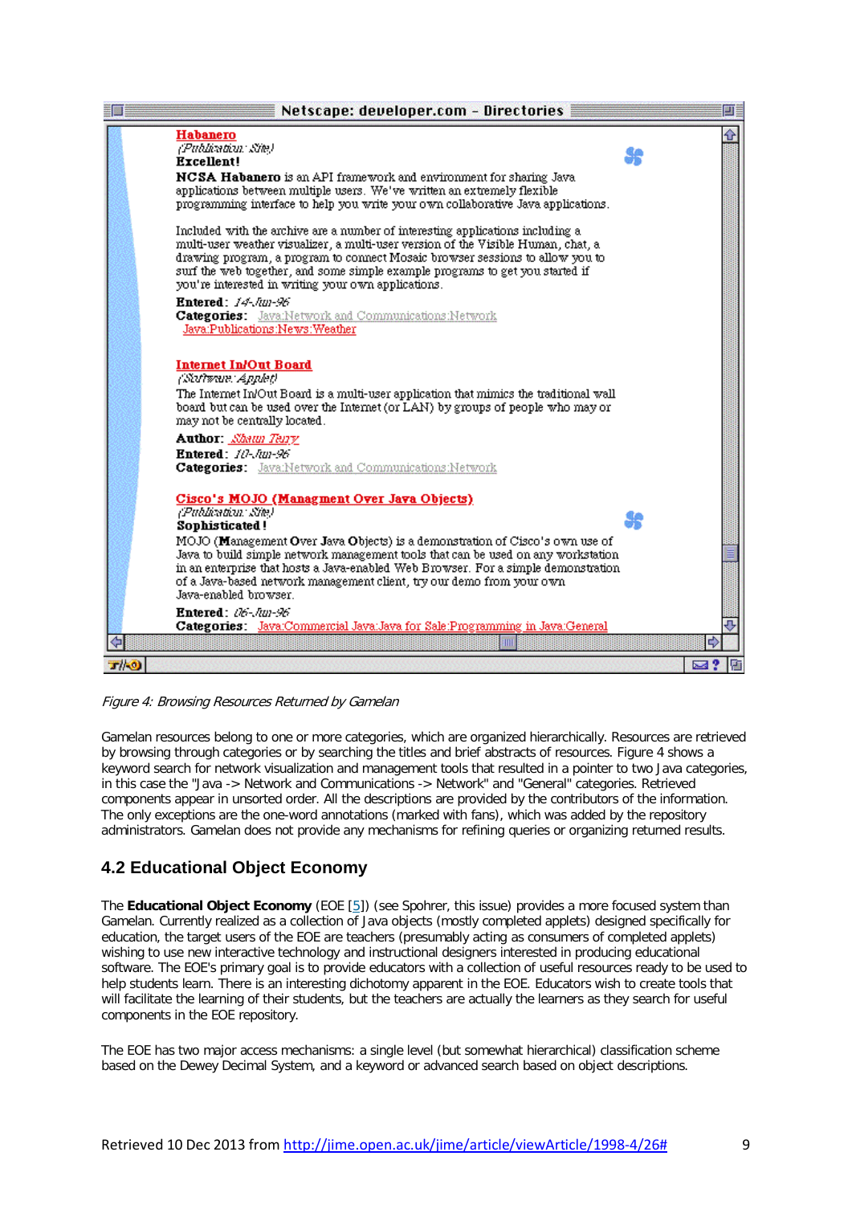*Figure 4: Browsing Resources Returned by Gamelan*

Gamelan resources belong to one or more categories, which are organized hierarchically. Resources are retrieved by browsing through categories or by searching the titles and brief abstracts of resources. Figure 4 shows a keyword search for network visualization and management tools that resulted in a pointer to two Java categories, in this case the "Java -> Network and Communications -> Network" and "General" categories. Retrieved components appear in unsorted order. All the descriptions are provided by the contributors of the information. The only exceptions are the one-word annotations (marked with fans), which was added by the repository administrators. Gamelan does not provide any mechanisms for refining queries or organizing returned results.

## 4.2 Educational Object Economy

The **Educational Object Economy** (EOE [5]) (see Spohrer, this issue) provides a more focused system than Gamelan. Currently realized as a collection of Java objects (mostly completed applets) designed specifically for education, the target users of the EOE are teachers (presumably acting as consumers of completed applets) wishing to use new interactive technology and instructional designers interested in producing educational software. The EOE's primary goal is to provide educators with a collection of useful resources ready to be used to help students learn. There is an interesting dichotomy apparent in the EOE. Educators wish to create tools that will facilitate the learning of their students, but the teachers are actually the learners as they search for useful components in the EOE repository.

The EOE has two major access mechanisms: a single level (but somewhat hierarchical) classification scheme based on the Dewey Decimal System, and a keyword or advanced search based on object descriptions.

Retrieved 10 Dec 2013 from http://jime.open.ac.uk/jime/article/viewArticle/1998-4/26#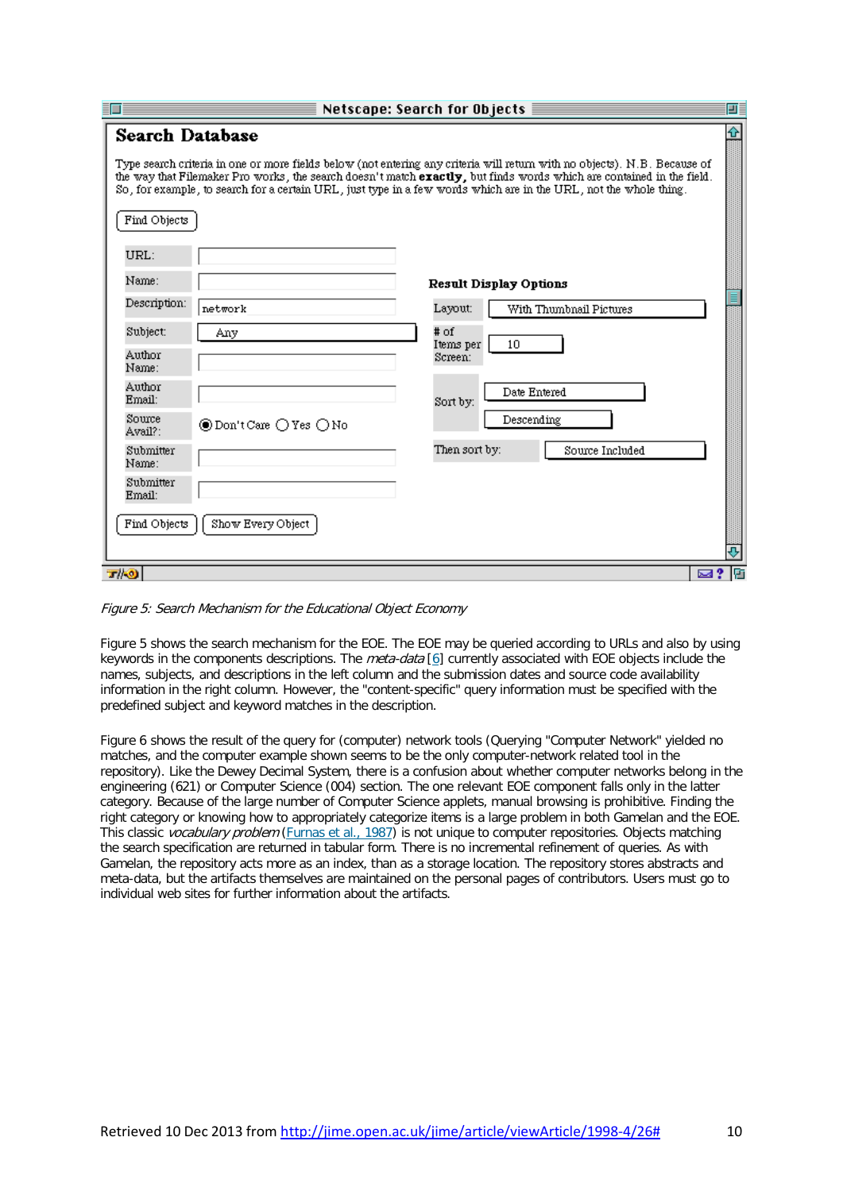*Figure 5: Search Mechanism for the Educational Object Economy*

Figure 5 shows the search mechanism for the EOE. The EOE may be queried according to URLs and also by using keywords in the components descriptions. The *meta-data* [6] currently associated with EOE objects include the names, subjects, and descriptions in the left column and the submission dates and source code availability information in the right column. However, the "content-specific" query information must be specified with the predefined subject and keyword matches in the description.

Figure 6 shows the result of the query for (computer) network tools (Querying "Computer Network" yielded no matches, and the computer example shown seems to be the only computer-network related tool in the repository). Like the Dewey Decimal System, there is a confusion about whether computer networks belong in the engineering (621) or Computer Science (004) section. The one relevant EOE component falls only in the latter category. Because of the large number of Computer Science applets, manual browsing is prohibitive. Finding the right category or knowing how to appropriately categorize items is a large problem in both Gamelan and the EOE. This classic *vocabulary problem* (Furnas et al., 1987) is not unique to computer repositories. Objects matching the search specification are returned in tabular form. There is no incremental refinement of queries. As with Gamelan, the repository acts more as an index, than as a storage location. The repository stores abstracts and meta-data, but the artifacts themselves are maintained on the personal pages of contributors. Users must go to individual web sites for further information about the artifacts.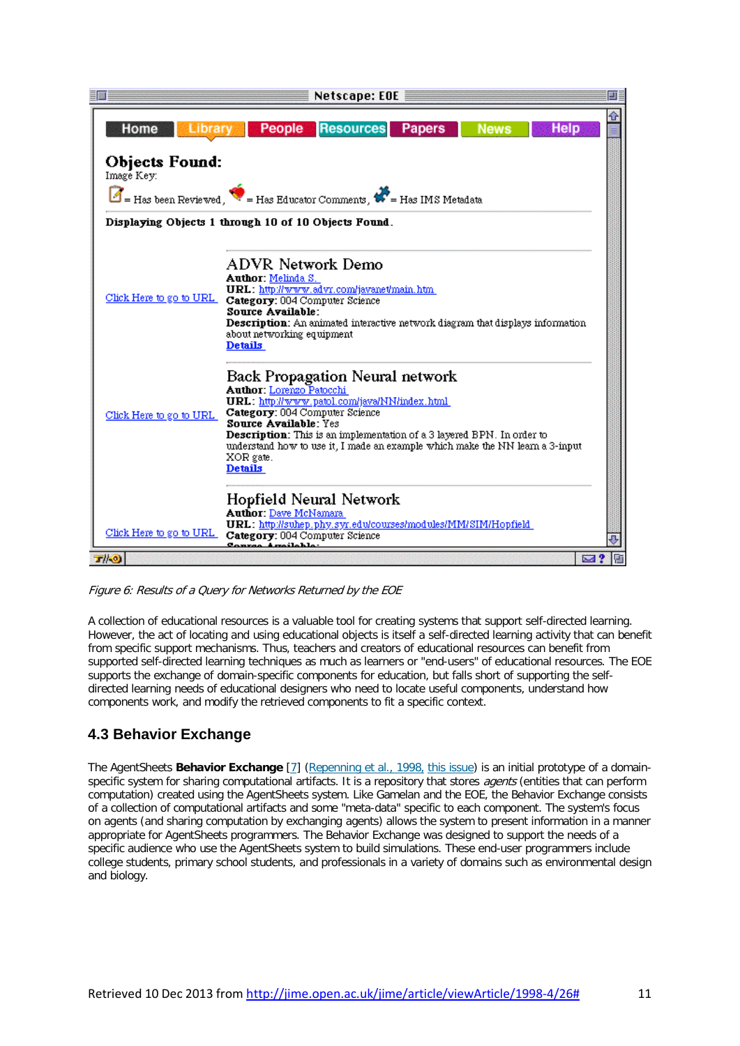*Figure 6: Results of a Query for Networks Returned by the EOE*

A collection of educational resources is a valuable tool for creating systems that support self-directed learning. However, the act of locating and using educational objects is itself a self-directed learning activity that can benefit from specific support mechanisms. Thus, teachers and creators of educational resources can benefit from supported self-directed learning techniques as much as learners or "end-users" of educational resources. The EOE supports the exchange of domain-specific components for education, but falls short of supporting the self-directed learning needs of educational designers who need to locate useful components, understand how components work, and modify the retrieved components to fit a specific context.

## 4.3 Behavior Exchange

The AgentSheets **Behavior Exchange** [7] (Repenning et al., 1998, this issue) is an initial prototype of a domain-specific system for sharing computational artifacts. It is a repository that stores *agents* (entities that can perform computation) created using the AgentSheets system. Like Gamelan and the EOE, the Behavior Exchange consists of a collection of computational artifacts and some "meta-data" specific to each component. The system's focus on agents (and sharing computation by exchanging agents) allows the system to present information in a manner appropriate for AgentSheets programmers. The Behavior Exchange was designed to support the needs of a specific audience who use the AgentSheets system to build simulations. These end-user programmers include college students, primary school students, and professionals in a variety of domains such as environmental design and biology.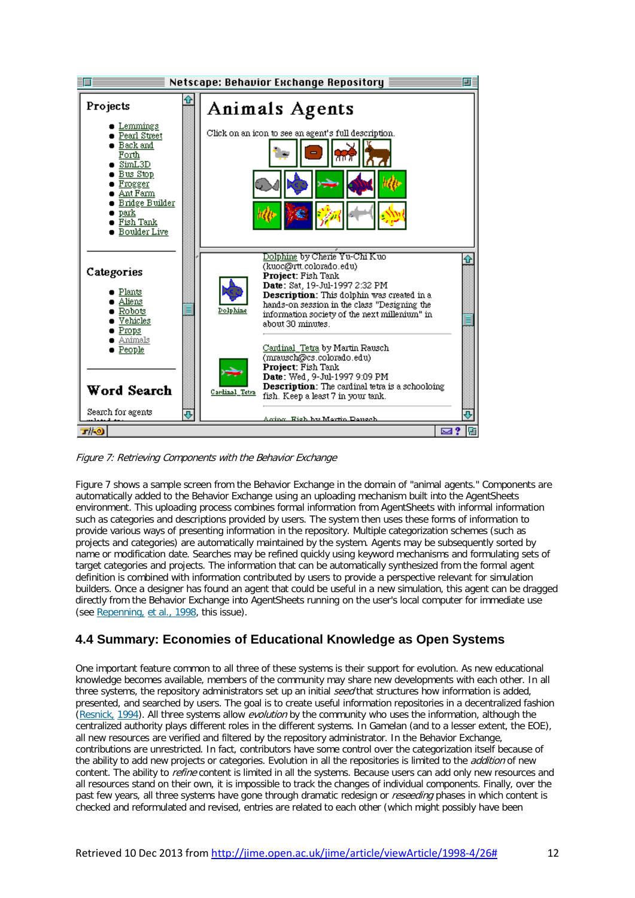*Figure 7: Retrieving Components with the Behavior Exchange*

Figure 7 shows a sample screen from the Behavior Exchange in the domain of "animal agents." Components are automatically added to the Behavior Exchange using an uploading mechanism built into the AgentSheets environment. This uploading process combines formal information from AgentSheets with informal information such as categories and descriptions provided by users. The system then uses these forms of information to provide various ways of presenting information in the repository. Multiple categorization schemes (such as projects and categories) are automatically maintained by the system. Agents may be subsequently sorted by name or modification date. Searches may be refined quickly using keyword mechanisms and formulating sets of target categories and projects. The information that can be automatically synthesized from the formal agent definition is combined with information contributed by users to provide a perspective relevant for simulation builders. Once a designer has found an agent that could be useful in a new simulation, this agent can be dragged directly from the Behavior Exchange into AgentSheets running on the user's local computer for immediate use (see Repenning, et al., 1998, this issue).

## 4.4 Summary: Economies of Educational Knowledge as Open Systems

One important feature common to all three of these systems is their support for evolution. As new educational knowledge becomes available, members of the community may share new developments with each other. In all three systems, the repository administrators set up an initial *seed* that structures how information is added, presented, and searched by users. The goal is to create useful information repositories in a decentralized fashion (Resnick, 1994). All three systems allow *evolution* by the community who uses the information, although the centralized authority plays different roles in the different systems. In Gamelan (and to a lesser extent, the EOE), all new resources are verified and filtered by the repository administrator. In the Behavior Exchange, contributions are unrestricted. In fact, contributors have some control over the categorization itself because of the ability to add new projects or categories. Evolution in all the repositories is limited to the *addition* of new content. The ability to *refine* content is limited in all the systems. Because users can add only new resources and all resources stand on their own, it is impossible to track the changes of individual components. Finally, over the past few years, all three systems have gone through dramatic redesign or *reseeding* phases in which content is checked and reformulated and revised, entries are related to each other (which might possibly have been

Retrieved 10 Dec 2013 from http://jime.open.ac.uk/jime/article/viewArticle/1998-4/26#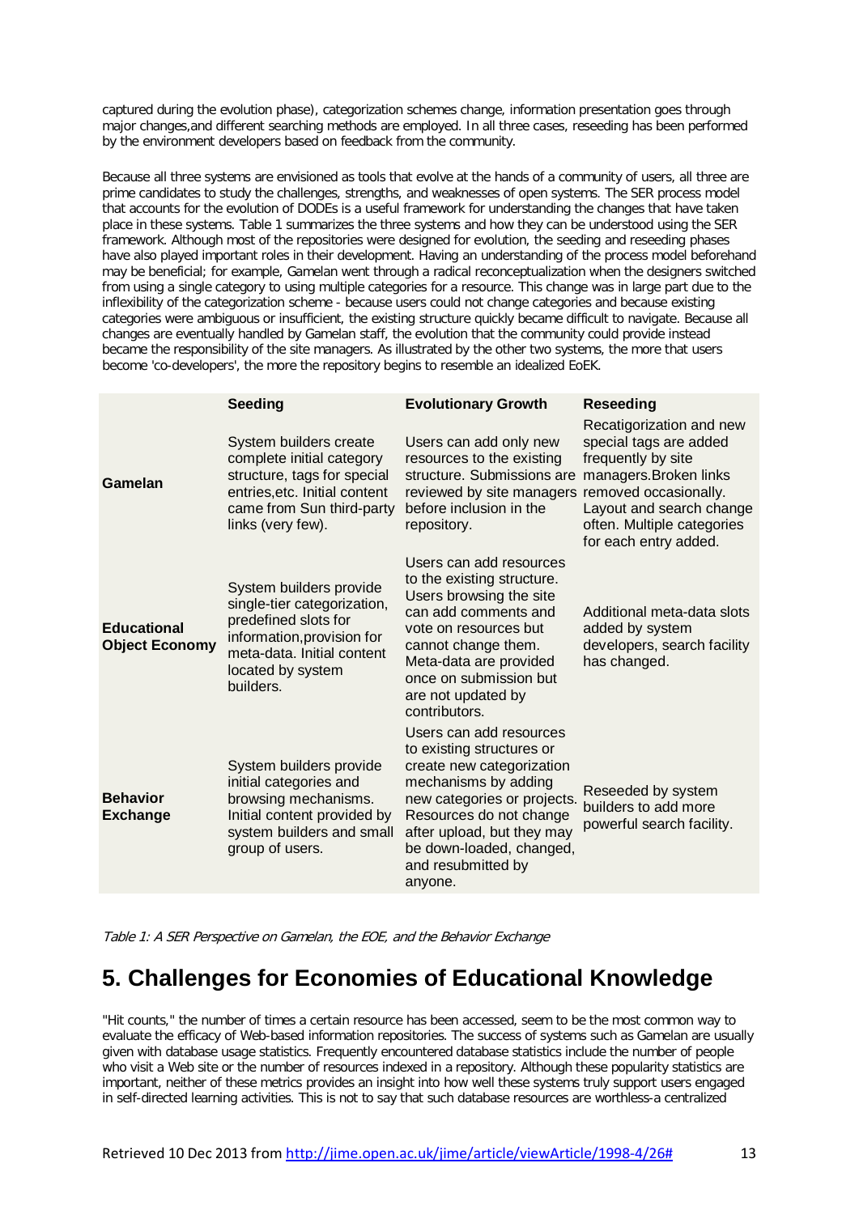captured during the evolution phase), categorization schemes change, information presentation goes through major changes,and different searching methods are employed. In all three cases, reseeding has been performed by the environment developers based on feedback from the community.

Because all three systems are envisioned as tools that evolve at the hands of a community of users, all three are prime candidates to study the challenges, strengths, and weaknesses of open systems. The SER process model that accounts for the evolution of DODEs is a useful framework for understanding the changes that have taken place in these systems. Table 1 summarizes the three systems and how they can be understood using the SER framework. Although most of the repositories were designed for evolution, the seeding and reseeding phases have also played important roles in their development. Having an understanding of the process model beforehand may be beneficial; for example, Gamelan went through a radical reconceptualization when the designers switched from using a single category to using multiple categories for a resource. This change was in large part due to the inflexibility of the categorization scheme - because users could not change categories and because existing categories were ambiguous or insufficient, the existing structure quickly became difficult to navigate. Because all changes are eventually handled by Gamelan staff, the evolution that the community could provide instead became the responsibility of the site managers. As illustrated by the other two systems, the more that users become 'co-developers', the more the repository begins to resemble an idealized EoEK.

| | Seeding | Evolutionary Growth | Reseeding |
|---|---|---|---|
| **Gamelan** | System builders create complete initial category structure, tags for special entries,etc. Initial content came from Sun third-party links (very few). | Users can add only new resources to the existing structure. Submissions are reviewed by site managers before inclusion in the repository. | Recatigorization and new special tags are added frequently by site managers.Broken links removed occasionally. Layout and search change often. Multiple categories for each entry added. |
| **Educational Object Economy** | System builders provide single-tier categorization, predefined slots for information,provision for meta-data. Initial content located by system builders. | Users can add resources to the existing structure. Users browsing the site can add comments and vote on resources but cannot change them. Meta-data are provided once on submission but are not updated by contributors. | Additional meta-data slots added by system developers, search facility has changed. |
| **Behavior Exchange** | System builders provide initial categories and browsing mechanisms. Initial content provided by system builders and small group of users. | Users can add resources to existing structures or create new categorization mechanisms by adding new categories or projects. Resources do not change after upload, but they may be down-loaded, changed, and resubmitted by anyone. | Reseeded by system builders to add more powerful search facility. |

*Table 1: A SER Perspective on Gamelan, the EOE, and the Behavior Exchange*

# 5. Challenges for Economies of Educational Knowledge

"Hit counts," the number of times a certain resource has been accessed, seem to be the most common way to evaluate the efficacy of Web-based information repositories. The success of systems such as Gamelan are usually given with database usage statistics. Frequently encountered database statistics include the number of people who visit a Web site or the number of resources indexed in a repository. Although these popularity statistics are important, neither of these metrics provides an insight into how well these systems truly support users engaged in self-directed learning activities. This is not to say that such database resources are worthless-a centralized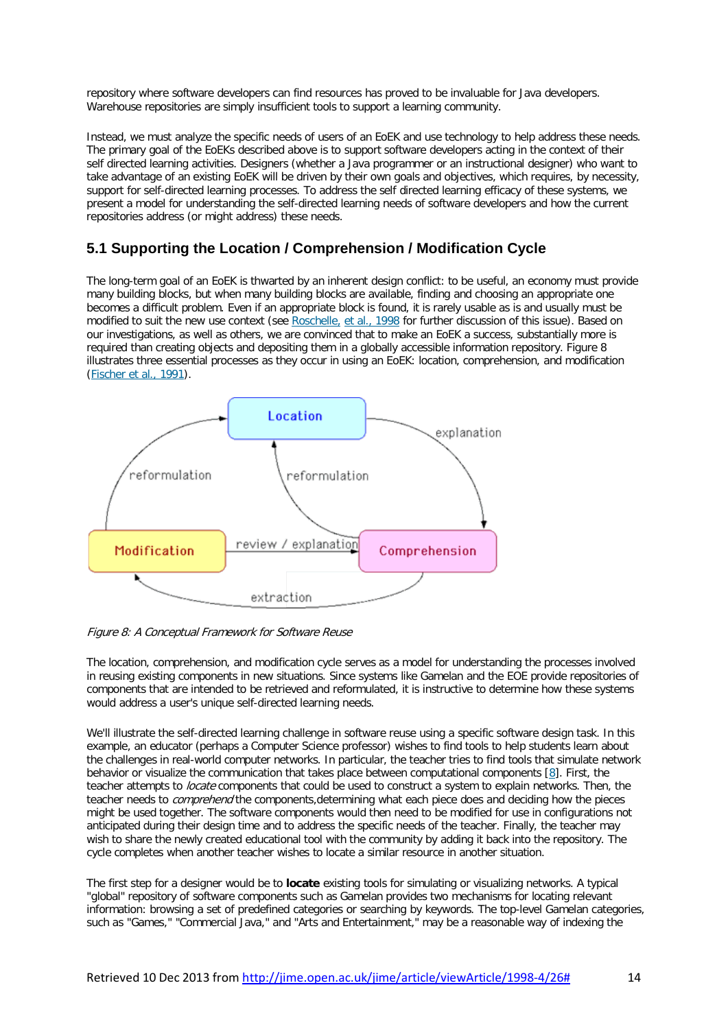repository where software developers can find resources has proved to be invaluable for Java developers. Warehouse repositories are simply insufficient tools to support a learning community.

Instead, we must analyze the specific needs of users of an EoEK and use technology to help address these needs. The primary goal of the EoEKs described above is to support software developers acting in the context of their self directed learning activities. Designers (whether a Java programmer or an instructional designer) who want to take advantage of an existing EoEK will be driven by their own goals and objectives, which requires, by necessity, support for self-directed learning processes. To address the self directed learning efficacy of these systems, we present a model for understanding the self-directed learning needs of software developers and how the current repositories address (or might address) these needs.

## 5.1 Supporting the Location / Comprehension / Modification Cycle

The long-term goal of an EoEK is thwarted by an inherent design conflict: to be useful, an economy must provide many building blocks, but when many building blocks are available, finding and choosing an appropriate one becomes a difficult problem. Even if an appropriate block is found, it is rarely usable as is and usually must be modified to suit the new use context (see Roschelle, et al., 1998 for further discussion of this issue). Based on our investigations, as well as others, we are convinced that to make an EoEK a success, substantially more is required than creating objects and depositing them in a globally accessible information repository. Figure 8 illustrates three essential processes as they occur in using an EoEK: location, comprehension, and modification (Fischer et al., 1991).

*Figure 8: A Conceptual Framework for Software Reuse*

The location, comprehension, and modification cycle serves as a model for understanding the processes involved in reusing existing components in new situations. Since systems like Gamelan and the EOE provide repositories of components that are intended to be retrieved and reformulated, it is instructive to determine how these systems would address a user's unique self-directed learning needs.

We'll illustrate the self-directed learning challenge in software reuse using a specific software design task. In this example, an educator (perhaps a Computer Science professor) wishes to find tools to help students learn about the challenges in real-world computer networks. In particular, the teacher tries to find tools that simulate network behavior or visualize the communication that takes place between computational components [8]. First, the teacher attempts to *locate* components that could be used to construct a system to explain networks. Then, the teacher needs to *comprehend* the components,determining what each piece does and deciding how the pieces might be used together. The software components would then need to be modified for use in configurations not anticipated during their design time and to address the specific needs of the teacher. Finally, the teacher may wish to share the newly created educational tool with the community by adding it back into the repository. The cycle completes when another teacher wishes to locate a similar resource in another situation.

The first step for a designer would be to **locate** existing tools for simulating or visualizing networks. A typical "global" repository of software components such as Gamelan provides two mechanisms for locating relevant information: browsing a set of predefined categories or searching by keywords. The top-level Gamelan categories, such as "Games," "Commercial Java," and "Arts and Entertainment," may be a reasonable way of indexing the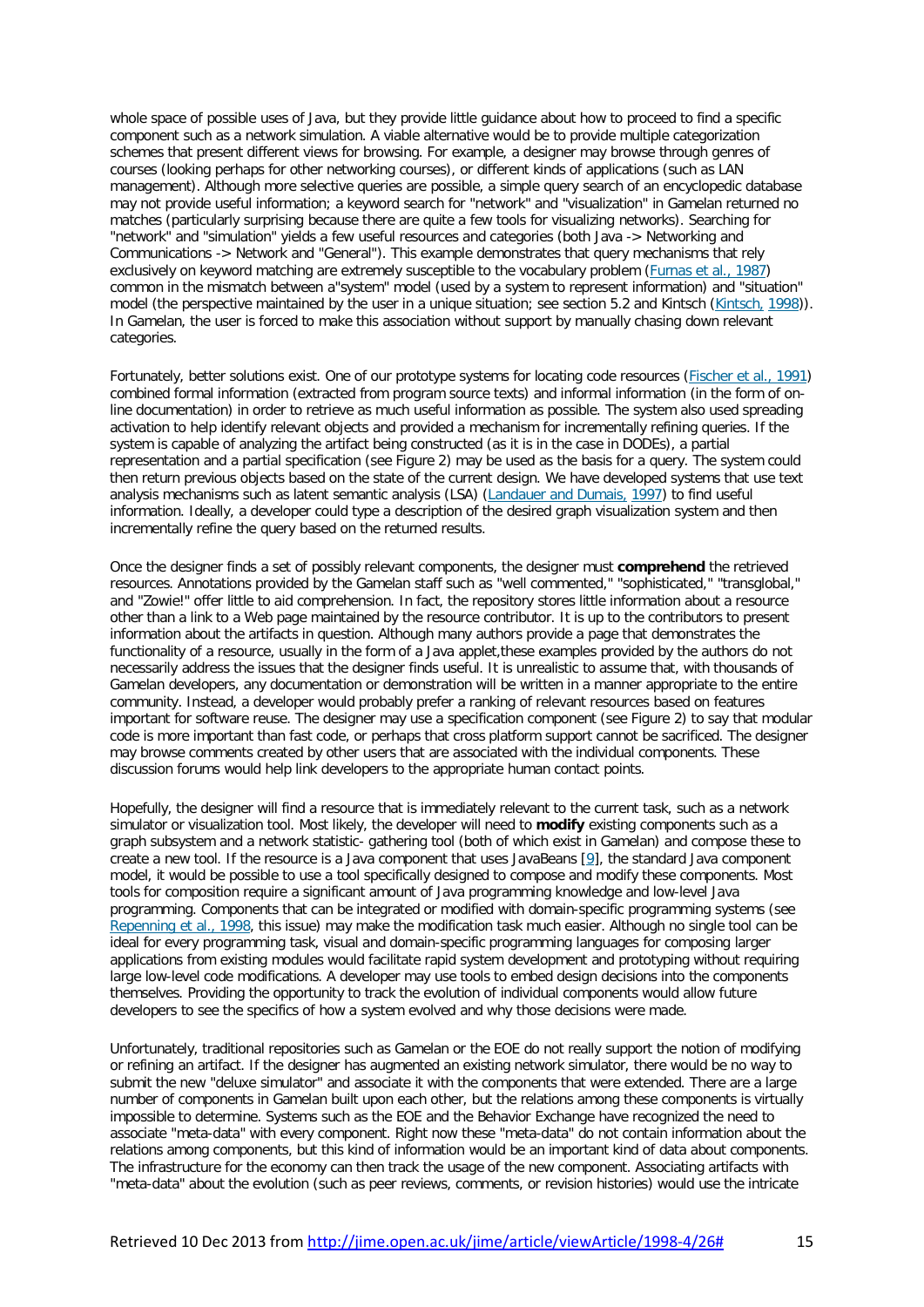whole space of possible uses of Java, but they provide little guidance about how to proceed to find a specific component such as a network simulation. A viable alternative would be to provide multiple categorization schemes that present different views for browsing. For example, a designer may browse through genres of courses (looking perhaps for other networking courses), or different kinds of applications (such as LAN management). Although more selective queries are possible, a simple query search of an encyclopedic database may not provide useful information; a keyword search for "network" and "visualization" in Gamelan returned no matches (particularly surprising because there are quite a few tools for visualizing networks). Searching for "network" and "simulation" yields a few useful resources and categories (both Java -> Networking and Communications -> Network and "General"). This example demonstrates that query mechanisms that rely exclusively on keyword matching are extremely susceptible to the vocabulary problem (Furnas et al., 1987) common in the mismatch between a"system" model (used by a system to represent information) and "situation" model (the perspective maintained by the user in a unique situation; see section 5.2 and Kintsch (Kintsch, 1998)). In Gamelan, the user is forced to make this association without support by manually chasing down relevant categories.

Fortunately, better solutions exist. One of our prototype systems for locating code resources (Fischer et al., 1991) combined formal information (extracted from program source texts) and informal information (in the form of on-line documentation) in order to retrieve as much useful information as possible. The system also used spreading activation to help identify relevant objects and provided a mechanism for incrementally refining queries. If the system is capable of analyzing the artifact being constructed (as it is in the case in DODEs), a partial representation and a partial specification (see Figure 2) may be used as the basis for a query. The system could then return previous objects based on the state of the current design. We have developed systems that use text analysis mechanisms such as latent semantic analysis (LSA) (Landauer and Dumais, 1997) to find useful information. Ideally, a developer could type a description of the desired graph visualization system and then incrementally refine the query based on the returned results.

Once the designer finds a set of possibly relevant components, the designer must **comprehend** the retrieved resources. Annotations provided by the Gamelan staff such as "well commented," "sophisticated," "transglobal," and "Zowie!" offer little to aid comprehension. In fact, the repository stores little information about a resource other than a link to a Web page maintained by the resource contributor. It is up to the contributors to present information about the artifacts in question. Although many authors provide a page that demonstrates the functionality of a resource, usually in the form of a Java applet,these examples provided by the authors do not necessarily address the issues that the designer finds useful. It is unrealistic to assume that, with thousands of Gamelan developers, any documentation or demonstration will be written in a manner appropriate to the entire community. Instead, a developer would probably prefer a ranking of relevant resources based on features important for software reuse. The designer may use a specification component (see Figure 2) to say that modular code is more important than fast code, or perhaps that cross platform support cannot be sacrificed. The designer may browse comments created by other users that are associated with the individual components. These discussion forums would help link developers to the appropriate human contact points.

Hopefully, the designer will find a resource that is immediately relevant to the current task, such as a network simulator or visualization tool. Most likely, the developer will need to **modify** existing components such as a graph subsystem and a network statistic- gathering tool (both of which exist in Gamelan) and compose these to create a new tool. If the resource is a Java component that uses JavaBeans [9], the standard Java component model, it would be possible to use a tool specifically designed to compose and modify these components. Most tools for composition require a significant amount of Java programming knowledge and low-level Java programming. Components that can be integrated or modified with domain-specific programming systems (see Repenning et al., 1998, this issue) may make the modification task much easier. Although no single tool can be ideal for every programming task, visual and domain-specific programming languages for composing larger applications from existing modules would facilitate rapid system development and prototyping without requiring large low-level code modifications. A developer may use tools to embed design decisions into the components themselves. Providing the opportunity to track the evolution of individual components would allow future developers to see the specifics of how a system evolved and why those decisions were made.

Unfortunately, traditional repositories such as Gamelan or the EOE do not really support the notion of modifying or refining an artifact. If the designer has augmented an existing network simulator, there would be no way to submit the new "deluxe simulator" and associate it with the components that were extended. There are a large number of components in Gamelan built upon each other, but the relations among these components is virtually impossible to determine. Systems such as the EOE and the Behavior Exchange have recognized the need to associate "meta-data" with every component. Right now these "meta-data" do not contain information about the relations among components, but this kind of information would be an important kind of data about components. The infrastructure for the economy can then track the usage of the new component. Associating artifacts with "meta-data" about the evolution (such as peer reviews, comments, or revision histories) would use the intricate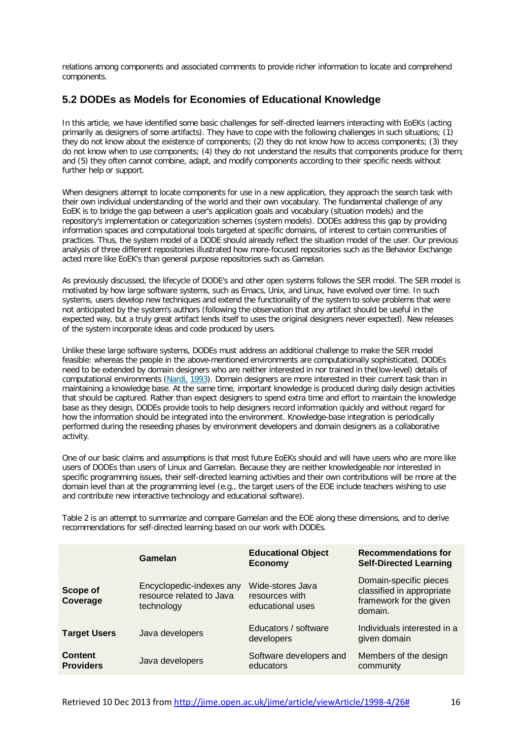relations among components and associated comments to provide richer information to locate and comprehend components.

## 5.2 DODEs as Models for Economies of Educational Knowledge

In this article, we have identified some basic challenges for self-directed learners interacting with EoEKs (acting primarily as designers of some artifacts). They have to cope with the following challenges in such situations; (1) they do not know about the existence of components; (2) they do not know how to access components; (3) they do not know when to use components; (4) they do not understand the results that components produce for them; and (5) they often cannot combine, adapt, and modify components according to their specific needs without further help or support.

When designers attempt to locate components for use in a new application, they approach the search task with their own individual understanding of the world and their own vocabulary. The fundamental challenge of any EoEK is to bridge the gap between a user's application goals and vocabulary (situation models) and the repository's implementation or categorization schemes (system models). DODEs address this gap by providing information spaces and computational tools targeted at specific domains, of interest to certain communities of practices. Thus, the system model of a DODE should already reflect the situation model of the user. Our previous analysis of three different repositories illustrated how more-focused repositories such as the Behavior Exchange acted more like EoEK's than general purpose repositories such as Gamelan.

As previously discussed, the lifecycle of DODE's and other open systems follows the SER model. The SER model is motivated by how large software systems, such as Emacs, Unix, and Linux, have evolved over time. In such systems, users develop new techniques and extend the functionality of the system to solve problems that were not anticipated by the system's authors (following the observation that any artifact should be useful in the expected way, but a truly great artifact lends itself to uses the original designers never expected). New releases of the system incorporate ideas and code produced by users.

Unlike these large software systems, DODEs must address an additional challenge to make the SER model feasible: whereas the people in the above-mentioned environments are computationally sophisticated, DODEs need to be extended by domain designers who are neither interested in nor trained in the(low-level) details of computational environments (Nardi, 1993). Domain designers are more interested in their current task than in maintaining a knowledge base. At the same time, important knowledge is produced during daily design activities that should be captured. Rather than expect designers to spend extra time and effort to maintain the knowledge base as they design, DODEs provide tools to help designers record information quickly and without regard for how the information should be integrated into the environment. Knowledge-base integration is periodically performed during the reseeding phases by environment developers and domain designers as a collaborative activity.

One of our basic claims and assumptions is that most future EoEKs should and will have users who are more like users of DODEs than users of Linux and Gamelan. Because they are neither knowledgeable nor interested in specific programming issues, their self-directed learning activities and their own contributions will be more at the domain level than at the programming level (e.g., the target users of the EOE include teachers wishing to use and contribute new interactive technology and educational software).

Table 2 is an attempt to summarize and compare Gamelan and the EOE along these dimensions, and to derive recommendations for self-directed learning based on our work with DODEs.

| | Gamelan | Educational Object Economy | Recommendations for Self-Directed Learning |
|---|---|---|---|
| **Scope of Coverage** | Encyclopedic-indexes any resource related to Java technology | Wide-stores Java resources with educational uses | Domain-specific pieces classified in appropriate framework for the given domain. |
| **Target Users** | Java developers | Educators / software developers | Individuals interested in a given domain |
| **Content Providers** | Java developers | Software developers and educators | Members of the design community |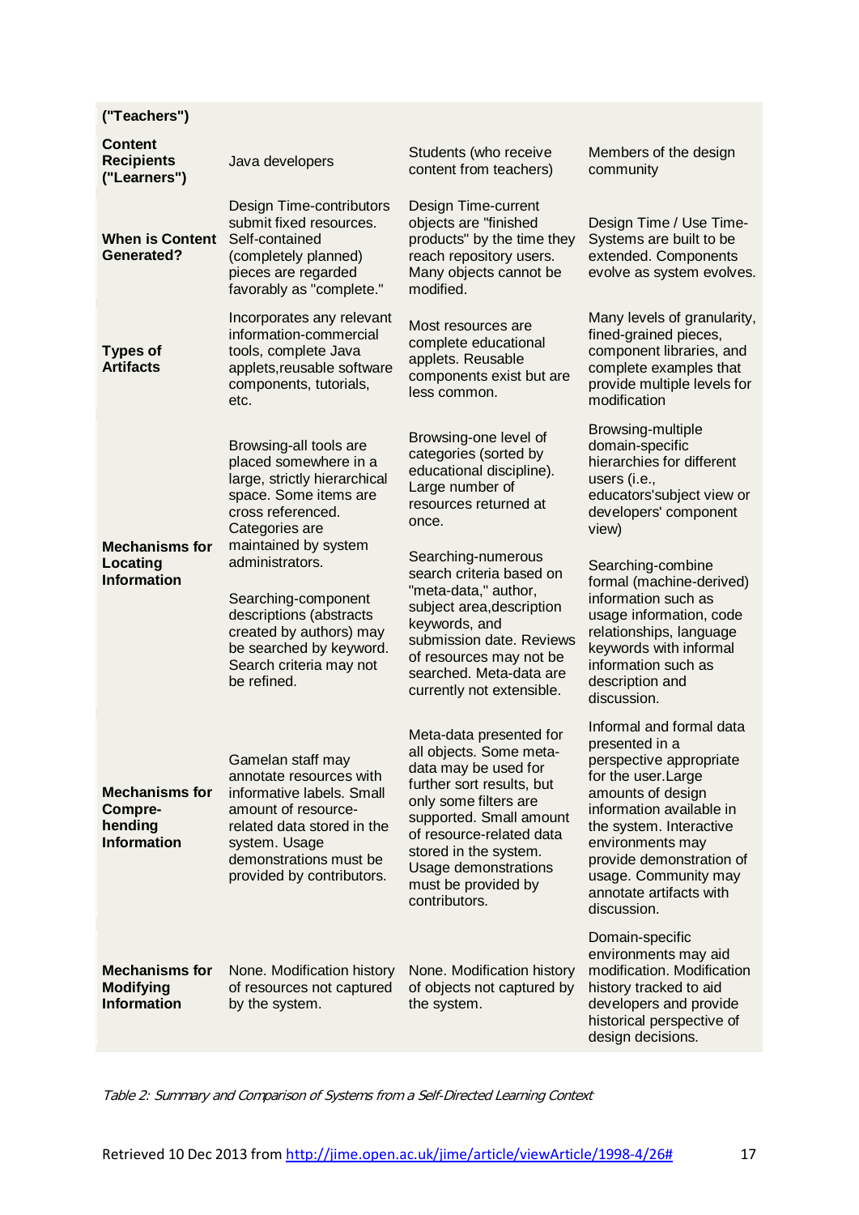| ("Teachers") | | | |
|---|---|---|---|
| **Content Recipients ("Learners")** | Java developers | Students (who receive content from teachers) | Members of the design community |
| **When is Content Generated?** | Design Time-contributors submit fixed resources. Self-contained (completely planned) pieces are regarded favorably as "complete." | Design Time-current objects are "finished products" by the time they reach repository users. Many objects cannot be modified. | Design Time / Use Time-Systems are built to be extended. Components evolve as system evolves. |
| **Types of Artifacts** | Incorporates any relevant information-commercial tools, complete Java applets,reusable software components, tutorials, etc. | Most resources are complete educational applets. Reusable components exist but are less common. | Many levels of granularity, fined-grained pieces, component libraries, and complete examples that provide multiple levels for modification |
| **Mechanisms for Locating Information** | Browsing-all tools are placed somewhere in a large, strictly hierarchical space. Some items are cross referenced. Categories are maintained by system administrators.<br><br>Searching-component descriptions (abstracts created by authors) may be searched by keyword. Search criteria may not be refined. | Browsing-one level of categories (sorted by educational discipline). Large number of resources returned at once.<br><br>Searching-numerous search criteria based on "meta-data," author, subject area,description keywords, and submission date. Reviews of resources may not be searched. Meta-data are currently not extensible. | Browsing-multiple domain-specific hierarchies for different users (i.e., educators'subject view or developers' component view)<br><br>Searching-combine formal (machine-derived) information such as usage information, code relationships, language keywords with informal information such as description and discussion. |
| **Mechanisms for Compre-hending Information** | Gamelan staff may annotate resources with informative labels. Small amount of resource-related data stored in the system. Usage demonstrations must be provided by contributors. | Meta-data presented for all objects. Some meta-data may be used for further sort results, but only some filters are supported. Small amount of resource-related data stored in the system. Usage demonstrations must be provided by contributors. | Informal and formal data presented in a perspective appropriate for the user.Large amounts of design information available in the system. Interactive environments may provide demonstration of usage. Community may annotate artifacts with discussion. |
| **Mechanisms for Modifying Information** | None. Modification history of resources not captured by the system. | None. Modification history of objects not captured by the system. | Domain-specific environments may aid modification. Modification history tracked to aid developers and provide historical perspective of design decisions. |

*Table 2: Summary and Comparison of Systems from a Self-Directed Learning Context*

Retrieved 10 Dec 2013 from http://jime.open.ac.uk/jime/article/viewArticle/1998-4/26#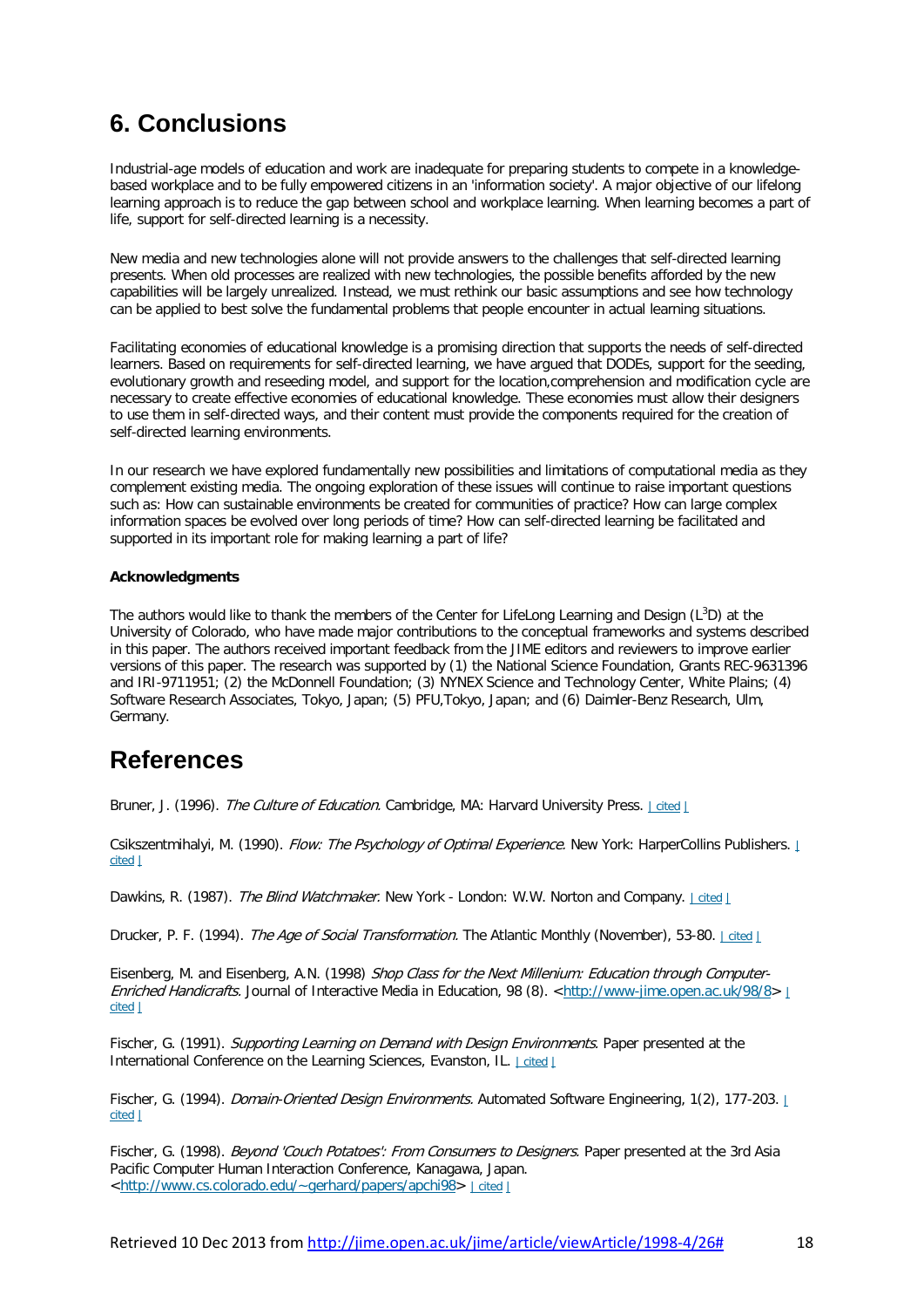# 6. Conclusions

Industrial-age models of education and work are inadequate for preparing students to compete in a knowledge-based workplace and to be fully empowered citizens in an 'information society'. A major objective of our lifelong learning approach is to reduce the gap between school and workplace learning. When learning becomes a part of life, support for self-directed learning is a necessity.

New media and new technologies alone will not provide answers to the challenges that self-directed learning presents. When old processes are realized with new technologies, the possible benefits afforded by the new capabilities will be largely unrealized. Instead, we must rethink our basic assumptions and see how technology can be applied to best solve the fundamental problems that people encounter in actual learning situations.

Facilitating economies of educational knowledge is a promising direction that supports the needs of self-directed learners. Based on requirements for self-directed learning, we have argued that DODEs, support for the seeding, evolutionary growth and reseeding model, and support for the location,comprehension and modification cycle are necessary to create effective economies of educational knowledge. These economies must allow their designers to use them in self-directed ways, and their content must provide the components required for the creation of self-directed learning environments.

In our research we have explored fundamentally new possibilities and limitations of computational media as they complement existing media. The ongoing exploration of these issues will continue to raise important questions such as: How can sustainable environments be created for communities of practice? How can large complex information spaces be evolved over long periods of time? How can self-directed learning be facilitated and supported in its important role for making learning a part of life?

**Acknowledgments**

The authors would like to thank the members of the Center for LifeLong Learning and Design ($L^3D$) at the University of Colorado, who have made major contributions to the conceptual frameworks and systems described in this paper. The authors received important feedback from the JIME editors and reviewers to improve earlier versions of this paper. The research was supported by (1) the National Science Foundation, Grants REC-9631396 and IRI-9711951; (2) the McDonnell Foundation; (3) NYNEX Science and Technology Center, White Plains; (4) Software Research Associates, Tokyo, Japan; (5) PFU,Tokyo, Japan; and (6) Daimler-Benz Research, Ulm, Germany.

# References

Bruner, J. (1996). *The Culture of Education*. Cambridge, MA: Harvard University Press. | cited |

Csikszentmihalyi, M. (1990). *Flow: The Psychology of Optimal Experience*. New York: HarperCollins Publishers. | cited |

Dawkins, R. (1987). *The Blind Watchmaker*. New York - London: W.W. Norton and Company. | cited |

Drucker, P. F. (1994). *The Age of Social Transformation*. The Atlantic Monthly (November), 53-80. | cited |

Eisenberg, M. and Eisenberg, A.N. (1998) *Shop Class for the Next Millenium: Education through Computer-Enriched Handicrafts*. Journal of Interactive Media in Education, 98 (8). <http://www-jime.open.ac.uk/98/8> | cited |

Fischer, G. (1991). *Supporting Learning on Demand with Design Environments*. Paper presented at the International Conference on the Learning Sciences, Evanston, IL. | cited |

Fischer, G. (1994). *Domain-Oriented Design Environments*. Automated Software Engineering, 1(2), 177-203. | cited |

Fischer, G. (1998). *Beyond 'Couch Potatoes': From Consumers to Designers*. Paper presented at the 3rd Asia Pacific Computer Human Interaction Conference, Kanagawa, Japan. <http://www.cs.colorado.edu/~gerhard/papers/apchi98> | cited |

Retrieved 10 Dec 2013 from http://jime.open.ac.uk/jime/article/viewArticle/1998-4/26#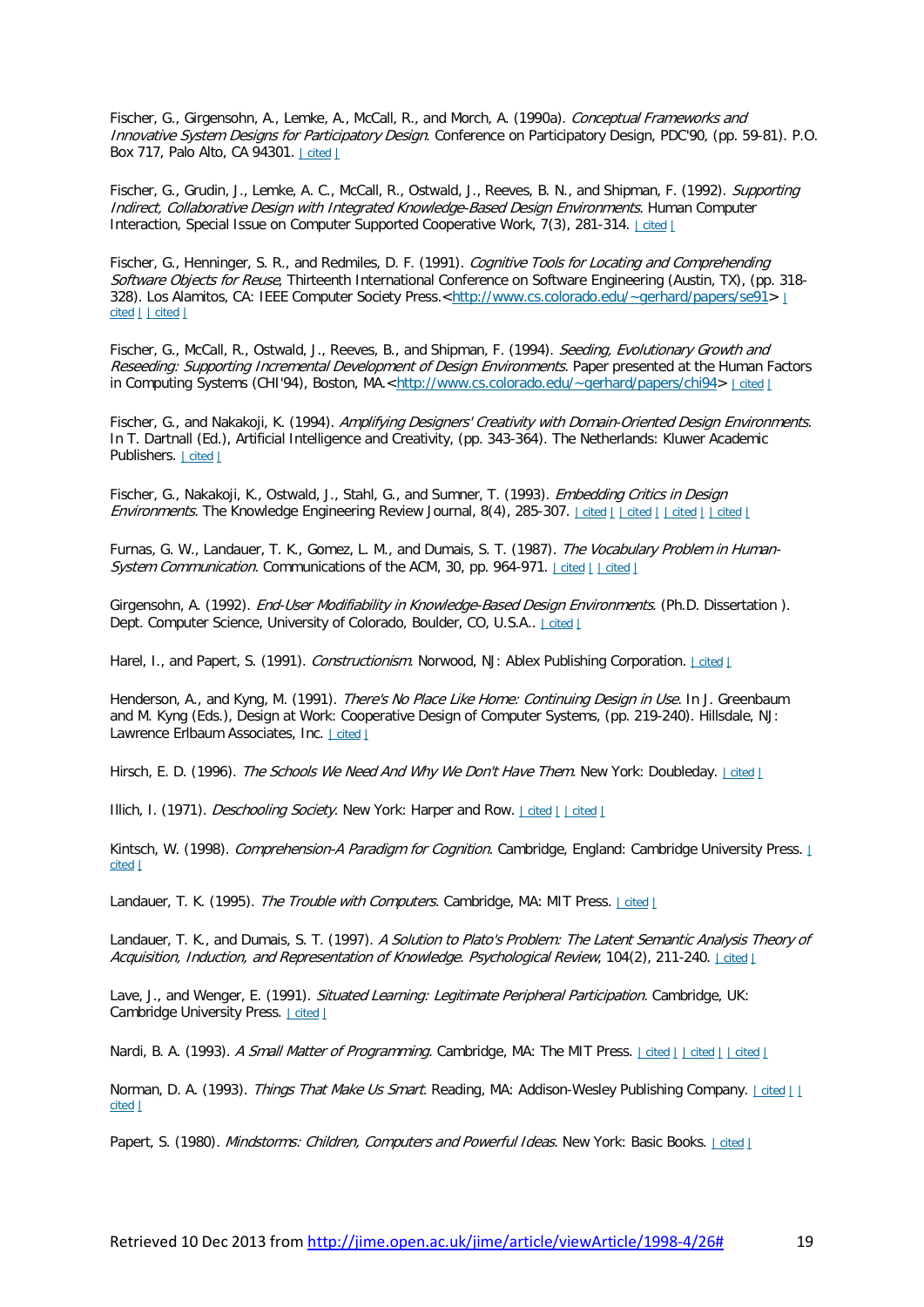Fischer, G., Girgensohn, A., Lemke, A., McCall, R., and Morch, A. (1990a). *Conceptual Frameworks and Innovative System Designs for Participatory Design.* Conference on Participatory Design, PDC'90, (pp. 59-81). P.O. Box 717, Palo Alto, CA 94301. | cited |

Fischer, G., Grudin, J., Lemke, A. C., McCall, R., Ostwald, J., Reeves, B. N., and Shipman, F. (1992). *Supporting Indirect, Collaborative Design with Integrated Knowledge-Based Design Environments.* Human Computer Interaction, Special Issue on Computer Supported Cooperative Work, 7(3), 281-314. | cited |

Fischer, G., Henninger, S. R., and Redmiles, D. F. (1991). *Cognitive Tools for Locating and Comprehending Software Objects for Reuse*, Thirteenth International Conference on Software Engineering (Austin, TX), (pp. 318-328). Los Alamitos, CA: IEEE Computer Society Press.<http://www.cs.colorado.edu/~gerhard/papers/se91> | cited | | cited |

Fischer, G., McCall, R., Ostwald, J., Reeves, B., and Shipman, F. (1994). *Seeding, Evolutionary Growth and Reseeding: Supporting Incremental Development of Design Environments.* Paper presented at the Human Factors in Computing Systems (CHI'94), Boston, MA.<http://www.cs.colorado.edu/~gerhard/papers/chi94> | cited |

Fischer, G., and Nakakoji, K. (1994). *Amplifying Designers' Creativity with Domain-Oriented Design Environments.* In T. Dartnall (Ed.), Artificial Intelligence and Creativity, (pp. 343-364). The Netherlands: Kluwer Academic Publishers. | cited |

Fischer, G., Nakakoji, K., Ostwald, J., Stahl, G., and Sumner, T. (1993). *Embedding Critics in Design Environments.* The Knowledge Engineering Review Journal, 8(4), 285-307. | cited | | cited | | cited | | cited |

Furnas, G. W., Landauer, T. K., Gomez, L. M., and Dumais, S. T. (1987). *The Vocabulary Problem in Human-System Communication.* Communications of the ACM, 30, pp. 964-971. | cited | | cited |

Girgensohn, A. (1992). *End-User Modifiability in Knowledge-Based Design Environments.* (Ph.D. Dissertation ). Dept. Computer Science, University of Colorado, Boulder, CO, U.S.A.. | cited |

Harel, I., and Papert, S. (1991). *Constructionism.* Norwood, NJ: Ablex Publishing Corporation. | cited |

Henderson, A., and Kyng, M. (1991). *There's No Place Like Home: Continuing Design in Use.* In J. Greenbaum and M. Kyng (Eds.), Design at Work: Cooperative Design of Computer Systems, (pp. 219-240). Hillsdale, NJ: Lawrence Erlbaum Associates, Inc. | cited |

Hirsch, E. D. (1996). *The Schools We Need And Why We Don't Have Them.* New York: Doubleday. | cited |

Illich, I. (1971). *Deschooling Society.* New York: Harper and Row. | cited | | cited |

Kintsch, W. (1998). *Comprehension-A Paradigm for Cognition.* Cambridge, England: Cambridge University Press. | cited |

Landauer, T. K. (1995). *The Trouble with Computers.* Cambridge, MA: MIT Press. | cited |

Landauer, T. K., and Dumais, S. T. (1997). *A Solution to Plato's Problem: The Latent Semantic Analysis Theory of Acquisition, Induction, and Representation of Knowledge. Psychological Review*, 104(2), 211-240. | cited |

Lave, J., and Wenger, E. (1991). *Situated Learning: Legitimate Peripheral Participation.* Cambridge, UK: Cambridge University Press. | cited |

Nardi, B. A. (1993). *A Small Matter of Programming.* Cambridge, MA: The MIT Press. | cited | | cited | | cited |

Norman, D. A. (1993). *Things That Make Us Smart.* Reading, MA: Addison-Wesley Publishing Company. | cited | | cited |

Papert, S. (1980). *Mindstorms: Children, Computers and Powerful Ideas.* New York: Basic Books. | cited |

Retrieved 10 Dec 2013 from http://jime.open.ac.uk/jime/article/viewArticle/1998-4/26#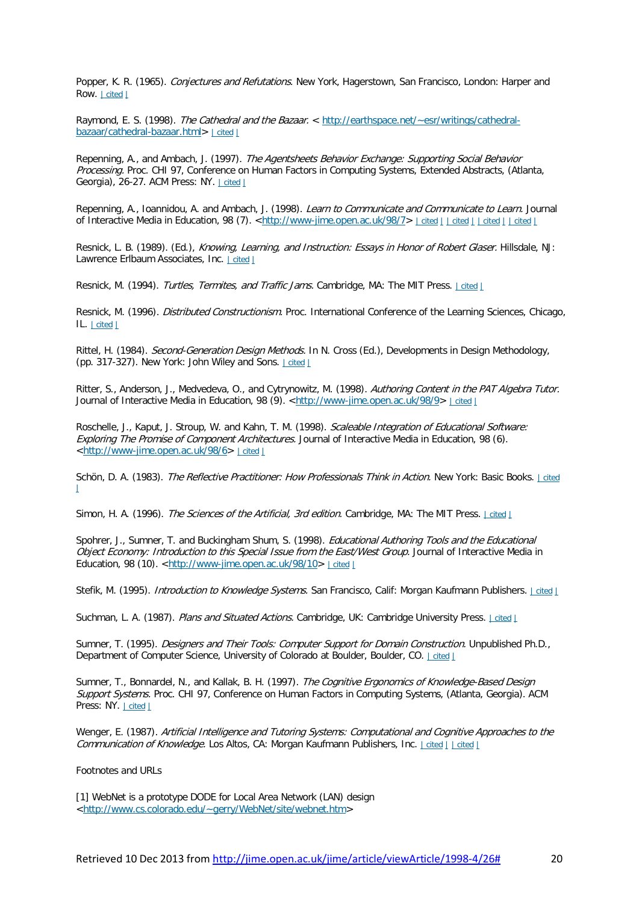Popper, K. R. (1965). *Conjectures and Refutations*. New York, Hagerstown, San Francisco, London: Harper and Row. | cited |

Raymond, E. S. (1998). *The Cathedral and the Bazaar*. < http://earthspace.net/~esr/writings/cathedral-bazaar/cathedral-bazaar.html> | cited |

Repenning, A., and Ambach, J. (1997). *The Agentsheets Behavior Exchange: Supporting Social Behavior Processing*. Proc. CHI 97, Conference on Human Factors in Computing Systems, Extended Abstracts, (Atlanta, Georgia), 26-27. ACM Press: NY. | cited |

Repenning, A., Ioannidou, A. and Ambach, J. (1998). *Learn to Communicate and Communicate to Learn*. Journal of Interactive Media in Education, 98 (7). <http://www-jime.open.ac.uk/98/7> | cited | | cited | | cited | | cited |

Resnick, L. B. (1989). (Ed.), *Knowing, Learning, and Instruction: Essays in Honor of Robert Glaser*. Hillsdale, NJ: Lawrence Erlbaum Associates, Inc. | cited |

Resnick, M. (1994). *Turtles, Termites, and Traffic Jams*. Cambridge, MA: The MIT Press. | cited |

Resnick, M. (1996). *Distributed Constructionism*. Proc. International Conference of the Learning Sciences, Chicago, IL. | cited |

Rittel, H. (1984). *Second-Generation Design Methods*. In N. Cross (Ed.), Developments in Design Methodology, (pp. 317-327). New York: John Wiley and Sons. | cited |

Ritter, S., Anderson, J., Medvedeva, O., and Cytrynowitz, M. (1998). *Authoring Content in the PAT Algebra Tutor*. Journal of Interactive Media in Education, 98 (9). <http://www-jime.open.ac.uk/98/9> | cited |

Roschelle, J., Kaput, J. Stroup, W. and Kahn, T. M. (1998). *Scaleable Integration of Educational Software: Exploring The Promise of Component Architectures*. Journal of Interactive Media in Education, 98 (6). <http://www-jime.open.ac.uk/98/6> | cited |

Schön, D. A. (1983). *The Reflective Practitioner: How Professionals Think in Action*. New York: Basic Books. | cited |

Simon, H. A. (1996). *The Sciences of the Artificial, 3rd edition*. Cambridge, MA: The MIT Press. | cited |

Spohrer, J., Sumner, T. and Buckingham Shum, S. (1998). *Educational Authoring Tools and the Educational Object Economy: Introduction to this Special Issue from the East/West Group*. Journal of Interactive Media in Education, 98 (10). <http://www-jime.open.ac.uk/98/10> | cited |

Stefik, M. (1995). *Introduction to Knowledge Systems*. San Francisco, Calif: Morgan Kaufmann Publishers. | cited |

Suchman, L. A. (1987). *Plans and Situated Actions*. Cambridge, UK: Cambridge University Press. | cited |

Sumner, T. (1995). *Designers and Their Tools: Computer Support for Domain Construction*. Unpublished Ph.D., Department of Computer Science, University of Colorado at Boulder, Boulder, CO. | cited |

Sumner, T., Bonnardel, N., and Kallak, B. H. (1997). *The Cognitive Ergonomics of Knowledge-Based Design Support Systems*. Proc. CHI 97, Conference on Human Factors in Computing Systems, (Atlanta, Georgia). ACM Press: NY. | cited |

Wenger, E. (1987). *Artificial Intelligence and Tutoring Systems: Computational and Cognitive Approaches to the Communication of Knowledge*. Los Altos, CA: Morgan Kaufmann Publishers, Inc. | cited | | cited |

Footnotes and URLs

[1] WebNet is a prototype DODE for Local Area Network (LAN) design <http://www.cs.colorado.edu/~gerry/WebNet/site/webnet.htm>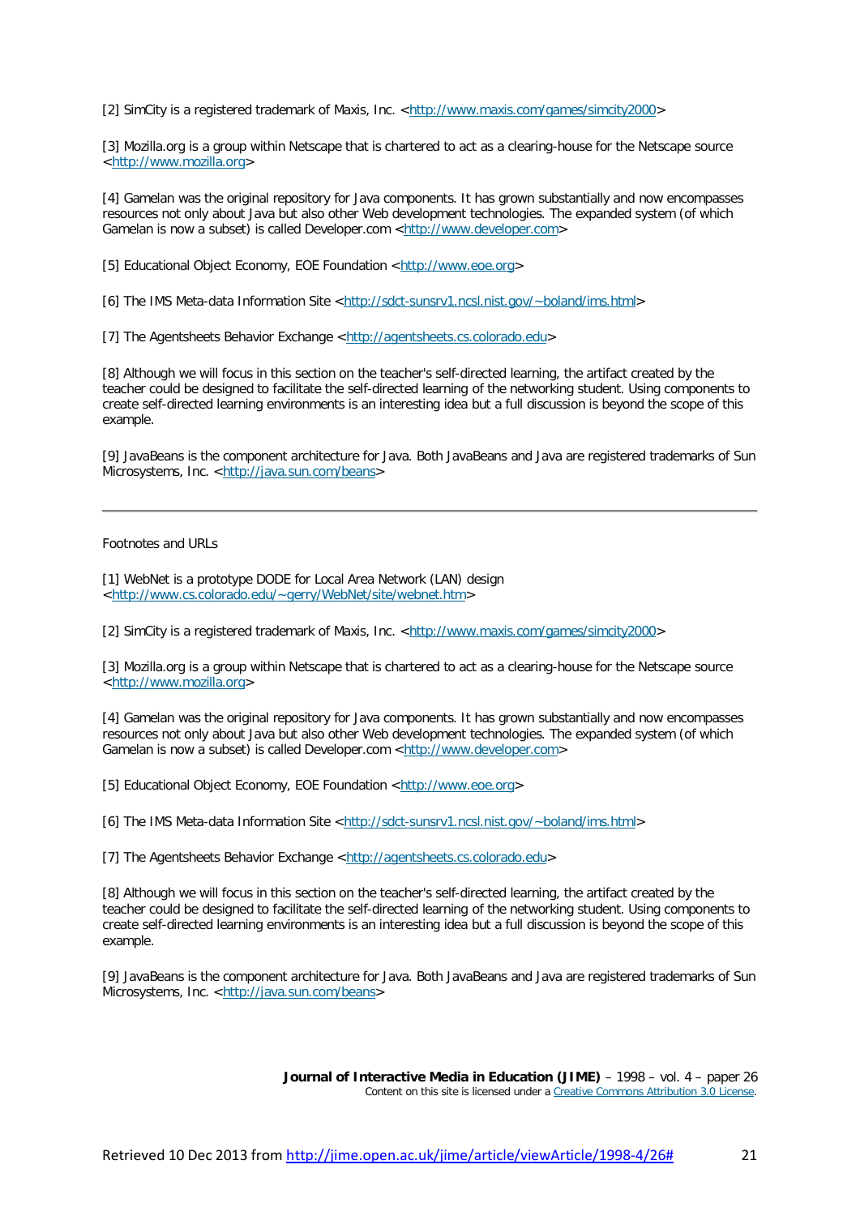[2] SimCity is a registered trademark of Maxis, Inc. <http://www.maxis.com/games/simcity2000>

[3] Mozilla.org is a group within Netscape that is chartered to act as a clearing-house for the Netscape source <http://www.mozilla.org>

[4] Gamelan was the original repository for Java components. It has grown substantially and now encompasses resources not only about Java but also other Web development technologies. The expanded system (of which Gamelan is now a subset) is called Developer.com <http://www.developer.com>

[5] Educational Object Economy, EOE Foundation <http://www.eoe.org>

[6] The IMS Meta-data Information Site <http://sdct-sunsrv1.ncsl.nist.gov/~boland/ims.html>

[7] The Agentsheets Behavior Exchange <http://agentsheets.cs.colorado.edu>

[8] Although we will focus in this section on the teacher's self-directed learning, the artifact created by the teacher could be designed to facilitate the self-directed learning of the networking student. Using components to create self-directed learning environments is an interesting idea but a full discussion is beyond the scope of this example.

[9] JavaBeans is the component architecture for Java. Both JavaBeans and Java are registered trademarks of Sun Microsystems, Inc. <http://java.sun.com/beans>

---

Footnotes and URLs

[1] WebNet is a prototype DODE for Local Area Network (LAN) design <http://www.cs.colorado.edu/~gerry/WebNet/site/webnet.htm>

[2] SimCity is a registered trademark of Maxis, Inc. <http://www.maxis.com/games/simcity2000>

[3] Mozilla.org is a group within Netscape that is chartered to act as a clearing-house for the Netscape source <http://www.mozilla.org>

[4] Gamelan was the original repository for Java components. It has grown substantially and now encompasses resources not only about Java but also other Web development technologies. The expanded system (of which Gamelan is now a subset) is called Developer.com <http://www.developer.com>

[5] Educational Object Economy, EOE Foundation <http://www.eoe.org>

[6] The IMS Meta-data Information Site <http://sdct-sunsrv1.ncsl.nist.gov/~boland/ims.html>

[7] The Agentsheets Behavior Exchange <http://agentsheets.cs.colorado.edu>

[8] Although we will focus in this section on the teacher's self-directed learning, the artifact created by the teacher could be designed to facilitate the self-directed learning of the networking student. Using components to create self-directed learning environments is an interesting idea but a full discussion is beyond the scope of this example.

[9] JavaBeans is the component architecture for Java. Both JavaBeans and Java are registered trademarks of Sun Microsystems, Inc. <http://java.sun.com/beans>